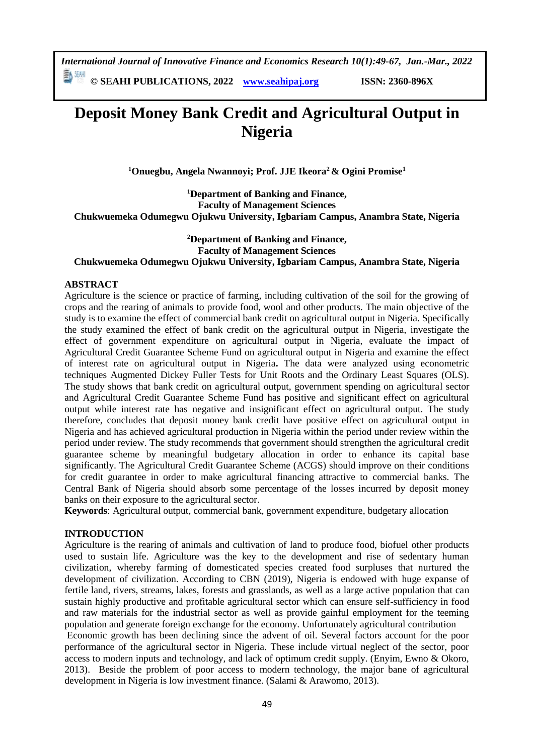# Deposit Money Bank Credit and Agricultural Output in Nigeria

**[1]Onuegbu, Angela Nwannoyi; Prof. JJE Ikeora[2] & Ogini Promise[1]**

**[1]Department of Banking and Finance,**
**Faculty of Management Sciences**
**Chukwuemeka Odumegwu Ojukwu University, Igbariam Campus, Anambra State, Nigeria**

**[2]Department of Banking and Finance,**
**Faculty of Management Sciences**
**Chukwuemeka Odumegwu Ojukwu University, Igbariam Campus, Anambra State, Nigeria**

## ABSTRACT

Agriculture is the science or practice of farming, including cultivation of the soil for the growing of crops and the rearing of animals to provide food, wool and other products. The main objective of the study is to examine the effect of commercial bank credit on agricultural output in Nigeria. Specifically the study examined the effect of bank credit on the agricultural output in Nigeria, investigate the effect of government expenditure on agricultural output in Nigeria, evaluate the impact of Agricultural Credit Guarantee Scheme Fund on agricultural output in Nigeria and examine the effect of interest rate on agricultural output in Nigeria**.** The data were analyzed using econometric techniques Augmented Dickey Fuller Tests for Unit Roots and the Ordinary Least Squares (OLS). The study shows that bank credit on agricultural output, government spending on agricultural sector and Agricultural Credit Guarantee Scheme Fund has positive and significant effect on agricultural output while interest rate has negative and insignificant effect on agricultural output. The study therefore, concludes that deposit money bank credit have positive effect on agricultural output in Nigeria and has achieved agricultural production in Nigeria within the period under review within the period under review. The study recommends that government should strengthen the agricultural credit guarantee scheme by meaningful budgetary allocation in order to enhance its capital base significantly. The Agricultural Credit Guarantee Scheme (ACGS) should improve on their conditions for credit guarantee in order to make agricultural financing attractive to commercial banks. The Central Bank of Nigeria should absorb some percentage of the losses incurred by deposit money banks on their exposure to the agricultural sector.

**Keywords**: Agricultural output, commercial bank, government expenditure, budgetary allocation

## INTRODUCTION

Agriculture is the rearing of animals and cultivation of land to produce food, biofuel other products used to sustain life. Agriculture was the key to the development and rise of sedentary human civilization, whereby farming of domesticated species created food surpluses that nurtured the development of civilization. According to CBN (2019), Nigeria is endowed with huge expanse of fertile land, rivers, streams, lakes, forests and grasslands, as well as a large active population that can sustain highly productive and profitable agricultural sector which can ensure self-sufficiency in food and raw materials for the industrial sector as well as provide gainful employment for the teeming population and generate foreign exchange for the economy. Unfortunately agricultural contribution

Economic growth has been declining since the advent of oil. Several factors account for the poor performance of the agricultural sector in Nigeria. These include virtual neglect of the sector, poor access to modern inputs and technology, and lack of optimum credit supply. (Enyim, Ewno & Okoro, 2013). Beside the problem of poor access to modern technology, the major bane of agricultural development in Nigeria is low investment finance. (Salami & Arawomo, 2013).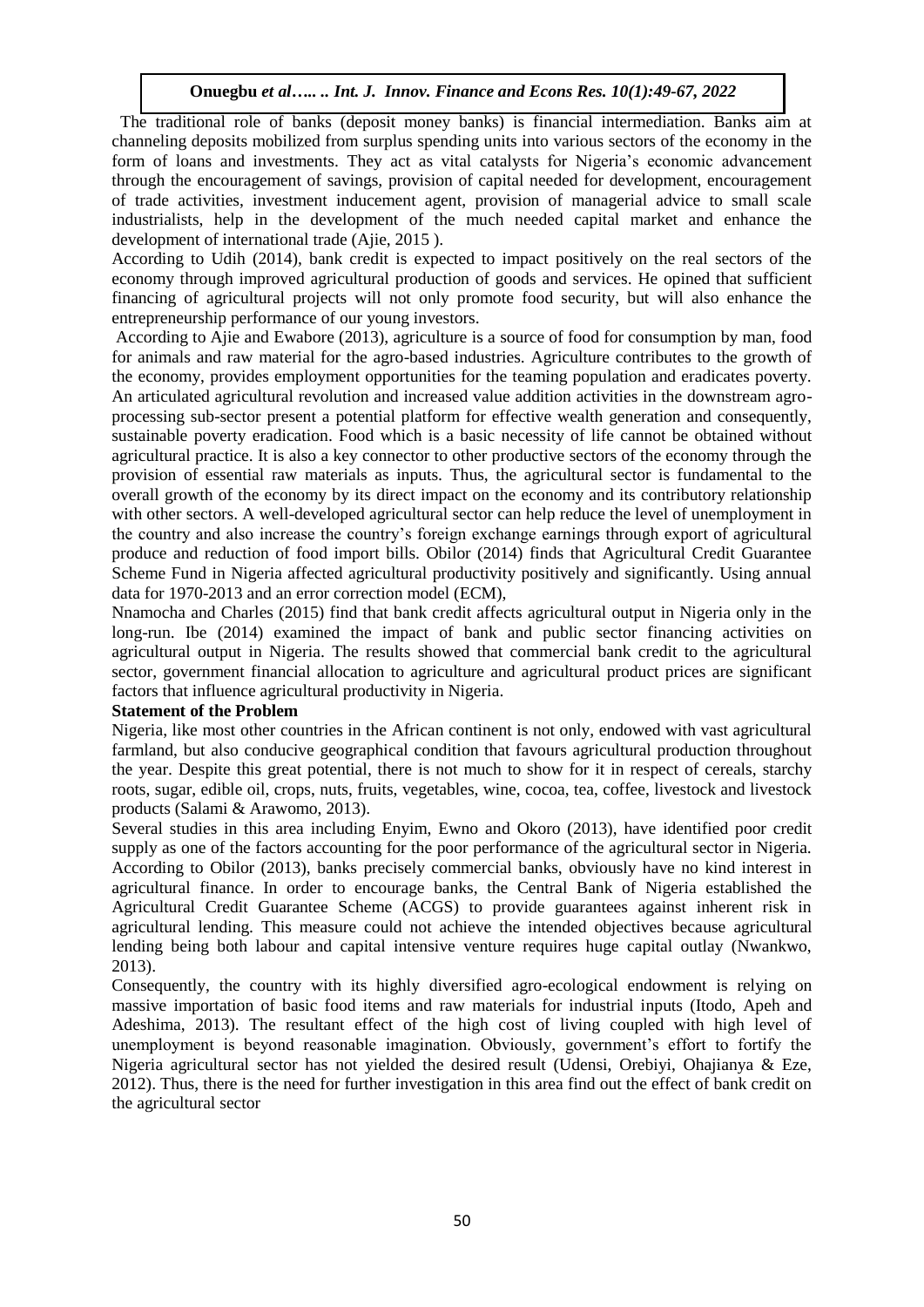The traditional role of banks (deposit money banks) is financial intermediation. Banks aim at channeling deposits mobilized from surplus spending units into various sectors of the economy in the form of loans and investments. They act as vital catalysts for Nigeria's economic advancement through the encouragement of savings, provision of capital needed for development, encouragement of trade activities, investment inducement agent, provision of managerial advice to small scale industrialists, help in the development of the much needed capital market and enhance the development of international trade (Ajie, 2015 ).

According to Udih (2014), bank credit is expected to impact positively on the real sectors of the economy through improved agricultural production of goods and services. He opined that sufficient financing of agricultural projects will not only promote food security, but will also enhance the entrepreneurship performance of our young investors.

According to Ajie and Ewabore (2013), agriculture is a source of food for consumption by man, food for animals and raw material for the agro-based industries. Agriculture contributes to the growth of the economy, provides employment opportunities for the teaming population and eradicates poverty. An articulated agricultural revolution and increased value addition activities in the downstream agro-processing sub-sector present a potential platform for effective wealth generation and consequently, sustainable poverty eradication. Food which is a basic necessity of life cannot be obtained without agricultural practice. It is also a key connector to other productive sectors of the economy through the provision of essential raw materials as inputs. Thus, the agricultural sector is fundamental to the overall growth of the economy by its direct impact on the economy and its contributory relationship with other sectors. A well-developed agricultural sector can help reduce the level of unemployment in the country and also increase the country's foreign exchange earnings through export of agricultural produce and reduction of food import bills. Obilor (2014) finds that Agricultural Credit Guarantee Scheme Fund in Nigeria affected agricultural productivity positively and significantly. Using annual data for 1970-2013 and an error correction model (ECM),

Nnamocha and Charles (2015) find that bank credit affects agricultural output in Nigeria only in the long-run. Ibe (2014) examined the impact of bank and public sector financing activities on agricultural output in Nigeria. The results showed that commercial bank credit to the agricultural sector, government financial allocation to agriculture and agricultural product prices are significant factors that influence agricultural productivity in Nigeria.

**Statement of the Problem**

Nigeria, like most other countries in the African continent is not only, endowed with vast agricultural farmland, but also conducive geographical condition that favours agricultural production throughout the year. Despite this great potential, there is not much to show for it in respect of cereals, starchy roots, sugar, edible oil, crops, nuts, fruits, vegetables, wine, cocoa, tea, coffee, livestock and livestock products (Salami & Arawomo, 2013).

Several studies in this area including Enyim, Ewno and Okoro (2013), have identified poor credit supply as one of the factors accounting for the poor performance of the agricultural sector in Nigeria. According to Obilor (2013), banks precisely commercial banks, obviously have no kind interest in agricultural finance. In order to encourage banks, the Central Bank of Nigeria established the Agricultural Credit Guarantee Scheme (ACGS) to provide guarantees against inherent risk in agricultural lending. This measure could not achieve the intended objectives because agricultural lending being both labour and capital intensive venture requires huge capital outlay (Nwankwo, 2013).

Consequently, the country with its highly diversified agro-ecological endowment is relying on massive importation of basic food items and raw materials for industrial inputs (Itodo, Apeh and Adeshima, 2013). The resultant effect of the high cost of living coupled with high level of unemployment is beyond reasonable imagination. Obviously, government's effort to fortify the Nigeria agricultural sector has not yielded the desired result (Udensi, Orebiyi, Ohajianya & Eze, 2012). Thus, there is the need for further investigation in this area find out the effect of bank credit on the agricultural sector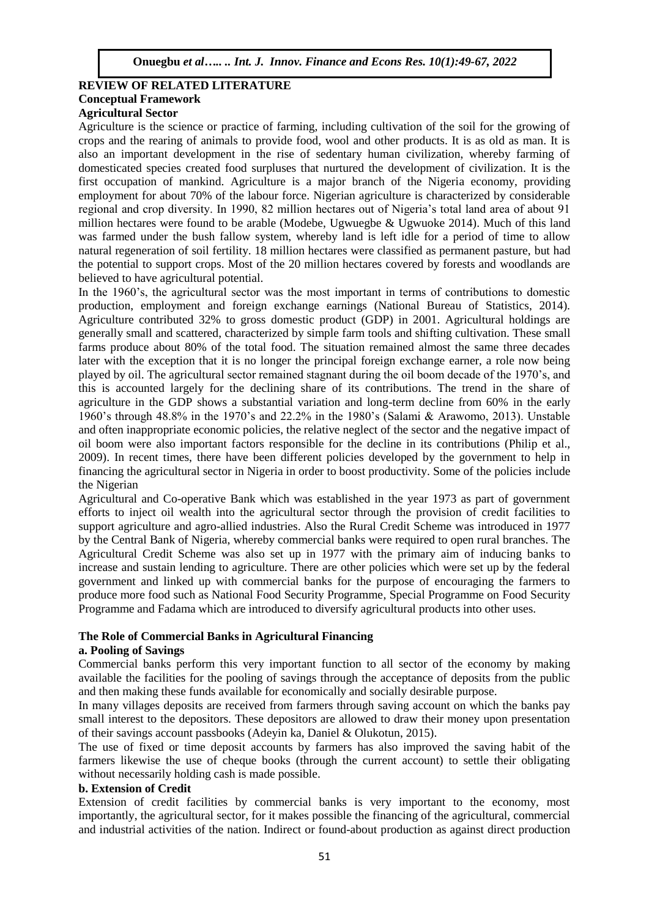## REVIEW OF RELATED LITERATURE

### Conceptual Framework

#### Agricultural Sector

Agriculture is the science or practice of farming, including cultivation of the soil for the growing of crops and the rearing of animals to provide food, wool and other products. It is as old as man. It is also an important development in the rise of sedentary human civilization, whereby farming of domesticated species created food surpluses that nurtured the development of civilization. It is the first occupation of mankind. Agriculture is a major branch of the Nigeria economy, providing employment for about 70% of the labour force. Nigerian agriculture is characterized by considerable regional and crop diversity. In 1990, 82 million hectares out of Nigeria's total land area of about 91 million hectares were found to be arable (Modebe, Ugwuegbe & Ugwuoke 2014). Much of this land was farmed under the bush fallow system, whereby land is left idle for a period of time to allow natural regeneration of soil fertility. 18 million hectares were classified as permanent pasture, but had the potential to support crops. Most of the 20 million hectares covered by forests and woodlands are believed to have agricultural potential.

In the 1960's, the agricultural sector was the most important in terms of contributions to domestic production, employment and foreign exchange earnings (National Bureau of Statistics, 2014). Agriculture contributed 32% to gross domestic product (GDP) in 2001. Agricultural holdings are generally small and scattered, characterized by simple farm tools and shifting cultivation. These small farms produce about 80% of the total food. The situation remained almost the same three decades later with the exception that it is no longer the principal foreign exchange earner, a role now being played by oil. The agricultural sector remained stagnant during the oil boom decade of the 1970's, and this is accounted largely for the declining share of its contributions. The trend in the share of agriculture in the GDP shows a substantial variation and long-term decline from 60% in the early 1960's through 48.8% in the 1970's and 22.2% in the 1980's (Salami & Arawomo, 2013). Unstable and often inappropriate economic policies, the relative neglect of the sector and the negative impact of oil boom were also important factors responsible for the decline in its contributions (Philip et al., 2009). In recent times, there have been different policies developed by the government to help in financing the agricultural sector in Nigeria in order to boost productivity. Some of the policies include the Nigerian

Agricultural and Co-operative Bank which was established in the year 1973 as part of government efforts to inject oil wealth into the agricultural sector through the provision of credit facilities to support agriculture and agro-allied industries. Also the Rural Credit Scheme was introduced in 1977 by the Central Bank of Nigeria, whereby commercial banks were required to open rural branches. The Agricultural Credit Scheme was also set up in 1977 with the primary aim of inducing banks to increase and sustain lending to agriculture. There are other policies which were set up by the federal government and linked up with commercial banks for the purpose of encouraging the farmers to produce more food such as National Food Security Programme, Special Programme on Food Security Programme and Fadama which are introduced to diversify agricultural products into other uses.

### The Role of Commercial Banks in Agricultural Financing

#### a. Pooling of Savings

Commercial banks perform this very important function to all sector of the economy by making available the facilities for the pooling of savings through the acceptance of deposits from the public and then making these funds available for economically and socially desirable purpose.

In many villages deposits are received from farmers through saving account on which the banks pay small interest to the depositors. These depositors are allowed to draw their money upon presentation of their savings account passbooks (Adeyin ka, Daniel & Olukotun, 2015).

The use of fixed or time deposit accounts by farmers has also improved the saving habit of the farmers likewise the use of cheque books (through the current account) to settle their obligating without necessarily holding cash is made possible.

#### b. Extension of Credit

Extension of credit facilities by commercial banks is very important to the economy, most importantly, the agricultural sector, for it makes possible the financing of the agricultural, commercial and industrial activities of the nation. Indirect or found-about production as against direct production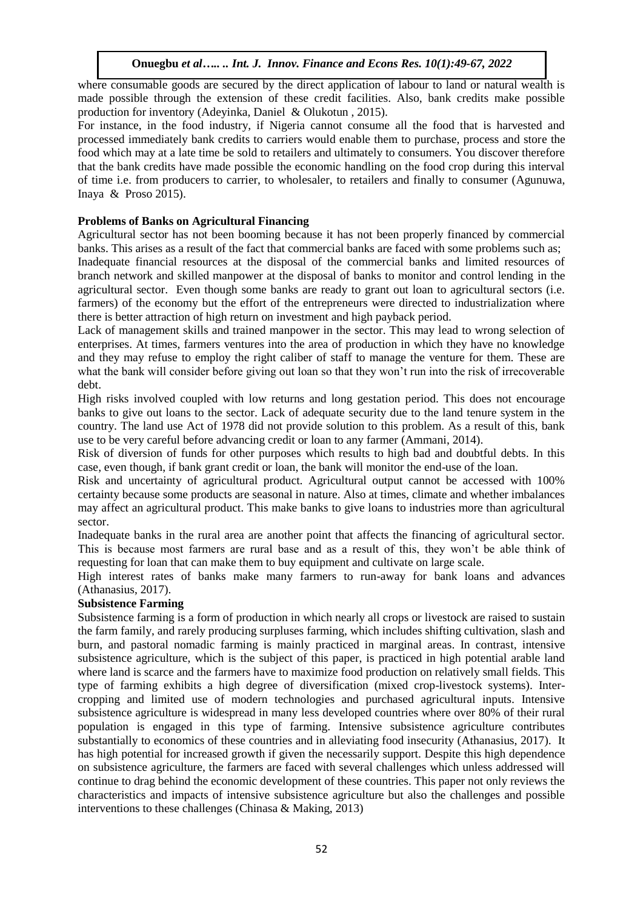where consumable goods are secured by the direct application of labour to land or natural wealth is made possible through the extension of these credit facilities. Also, bank credits make possible production for inventory (Adeyinka, Daniel & Olukotun , 2015).

For instance, in the food industry, if Nigeria cannot consume all the food that is harvested and processed immediately bank credits to carriers would enable them to purchase, process and store the food which may at a late time be sold to retailers and ultimately to consumers. You discover therefore that the bank credits have made possible the economic handling on the food crop during this interval of time i.e. from producers to carrier, to wholesaler, to retailers and finally to consumer (Agunuwa, Inaya & Proso 2015).

**Problems of Banks on Agricultural Financing**

Agricultural sector has not been booming because it has not been properly financed by commercial banks. This arises as a result of the fact that commercial banks are faced with some problems such as;

Inadequate financial resources at the disposal of the commercial banks and limited resources of branch network and skilled manpower at the disposal of banks to monitor and control lending in the agricultural sector. Even though some banks are ready to grant out loan to agricultural sectors (i.e. farmers) of the economy but the effort of the entrepreneurs were directed to industrialization where there is better attraction of high return on investment and high payback period.

Lack of management skills and trained manpower in the sector. This may lead to wrong selection of enterprises. At times, farmers ventures into the area of production in which they have no knowledge and they may refuse to employ the right caliber of staff to manage the venture for them. These are what the bank will consider before giving out loan so that they won't run into the risk of irrecoverable debt.

High risks involved coupled with low returns and long gestation period. This does not encourage banks to give out loans to the sector. Lack of adequate security due to the land tenure system in the country. The land use Act of 1978 did not provide solution to this problem. As a result of this, bank use to be very careful before advancing credit or loan to any farmer (Ammani, 2014).

Risk of diversion of funds for other purposes which results to high bad and doubtful debts. In this case, even though, if bank grant credit or loan, the bank will monitor the end-use of the loan.

Risk and uncertainty of agricultural product. Agricultural output cannot be accessed with 100% certainty because some products are seasonal in nature. Also at times, climate and whether imbalances may affect an agricultural product. This make banks to give loans to industries more than agricultural sector.

Inadequate banks in the rural area are another point that affects the financing of agricultural sector. This is because most farmers are rural base and as a result of this, they won't be able think of requesting for loan that can make them to buy equipment and cultivate on large scale.

High interest rates of banks make many farmers to run-away for bank loans and advances (Athanasius, 2017).

**Subsistence Farming**

Subsistence farming is a form of production in which nearly all crops or livestock are raised to sustain the farm family, and rarely producing surpluses farming, which includes shifting cultivation, slash and burn, and pastoral nomadic farming is mainly practiced in marginal areas. In contrast, intensive subsistence agriculture, which is the subject of this paper, is practiced in high potential arable land where land is scarce and the farmers have to maximize food production on relatively small fields. This type of farming exhibits a high degree of diversification (mixed crop-livestock systems). Inter-cropping and limited use of modern technologies and purchased agricultural inputs. Intensive subsistence agriculture is widespread in many less developed countries where over 80% of their rural population is engaged in this type of farming. Intensive subsistence agriculture contributes substantially to economics of these countries and in alleviating food insecurity (Athanasius, 2017). It has high potential for increased growth if given the necessarily support. Despite this high dependence on subsistence agriculture, the farmers are faced with several challenges which unless addressed will continue to drag behind the economic development of these countries. This paper not only reviews the characteristics and impacts of intensive subsistence agriculture but also the challenges and possible interventions to these challenges (Chinasa & Making, 2013)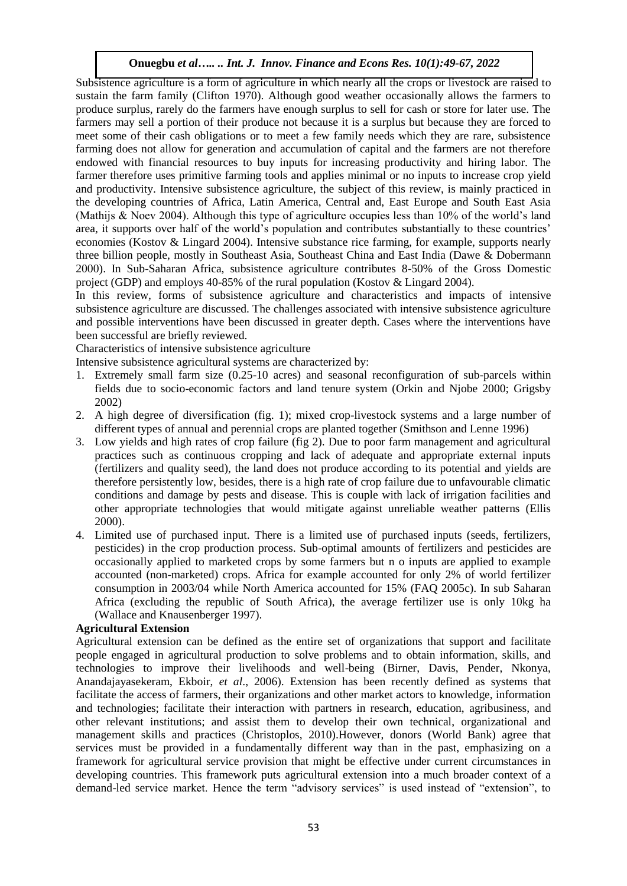Subsistence agriculture is a form of agriculture in which nearly all the crops or livestock are raised to sustain the farm family (Clifton 1970). Although good weather occasionally allows the farmers to produce surplus, rarely do the farmers have enough surplus to sell for cash or store for later use. The farmers may sell a portion of their produce not because it is a surplus but because they are forced to meet some of their cash obligations or to meet a few family needs which they are rare, subsistence farming does not allow for generation and accumulation of capital and the farmers are not therefore endowed with financial resources to buy inputs for increasing productivity and hiring labor. The farmer therefore uses primitive farming tools and applies minimal or no inputs to increase crop yield and productivity. Intensive subsistence agriculture, the subject of this review, is mainly practiced in the developing countries of Africa, Latin America, Central and, East Europe and South East Asia (Mathijs & Noev 2004). Although this type of agriculture occupies less than 10% of the world's land area, it supports over half of the world's population and contributes substantially to these countries' economies (Kostov & Lingard 2004). Intensive substance rice farming, for example, supports nearly three billion people, mostly in Southeast Asia, Southeast China and East India (Dawe & Dobermann 2000). In Sub-Saharan Africa, subsistence agriculture contributes 8-50% of the Gross Domestic project (GDP) and employs 40-85% of the rural population (Kostov & Lingard 2004).

In this review, forms of subsistence agriculture and characteristics and impacts of intensive subsistence agriculture are discussed. The challenges associated with intensive subsistence agriculture and possible interventions have been discussed in greater depth. Cases where the interventions have been successful are briefly reviewed.

Characteristics of intensive subsistence agriculture

Intensive subsistence agricultural systems are characterized by:

1. Extremely small farm size (0.25-10 acres) and seasonal reconfiguration of sub-parcels within fields due to socio-economic factors and land tenure system (Orkin and Njobe 2000; Grigsby 2002)
2. A high degree of diversification (fig. 1); mixed crop-livestock systems and a large number of different types of annual and perennial crops are planted together (Smithson and Lenne 1996)
3. Low yields and high rates of crop failure (fig 2). Due to poor farm management and agricultural practices such as continuous cropping and lack of adequate and appropriate external inputs (fertilizers and quality seed), the land does not produce according to its potential and yields are therefore persistently low, besides, there is a high rate of crop failure due to unfavourable climatic conditions and damage by pests and disease. This is couple with lack of irrigation facilities and other appropriate technologies that would mitigate against unreliable weather patterns (Ellis 2000).
4. Limited use of purchased input. There is a limited use of purchased inputs (seeds, fertilizers, pesticides) in the crop production process. Sub-optimal amounts of fertilizers and pesticides are occasionally applied to marketed crops by some farmers but n o inputs are applied to example accounted (non-marketed) crops. Africa for example accounted for only 2% of world fertilizer consumption in 2003/04 while North America accounted for 15% (FAQ 2005c). In sub Saharan Africa (excluding the republic of South Africa), the average fertilizer use is only 10kg ha (Wallace and Knausenberger 1997).

**Agricultural Extension**

Agricultural extension can be defined as the entire set of organizations that support and facilitate people engaged in agricultural production to solve problems and to obtain information, skills, and technologies to improve their livelihoods and well-being (Birner, Davis, Pender, Nkonya, Anandajayasekeram, Ekboir, *et al*., 2006). Extension has been recently defined as systems that facilitate the access of farmers, their organizations and other market actors to knowledge, information and technologies; facilitate their interaction with partners in research, education, agribusiness, and other relevant institutions; and assist them to develop their own technical, organizational and management skills and practices (Christoplos, 2010).However, donors (World Bank) agree that services must be provided in a fundamentally different way than in the past, emphasizing on a framework for agricultural service provision that might be effective under current circumstances in developing countries. This framework puts agricultural extension into a much broader context of a demand-led service market. Hence the term "advisory services" is used instead of "extension", to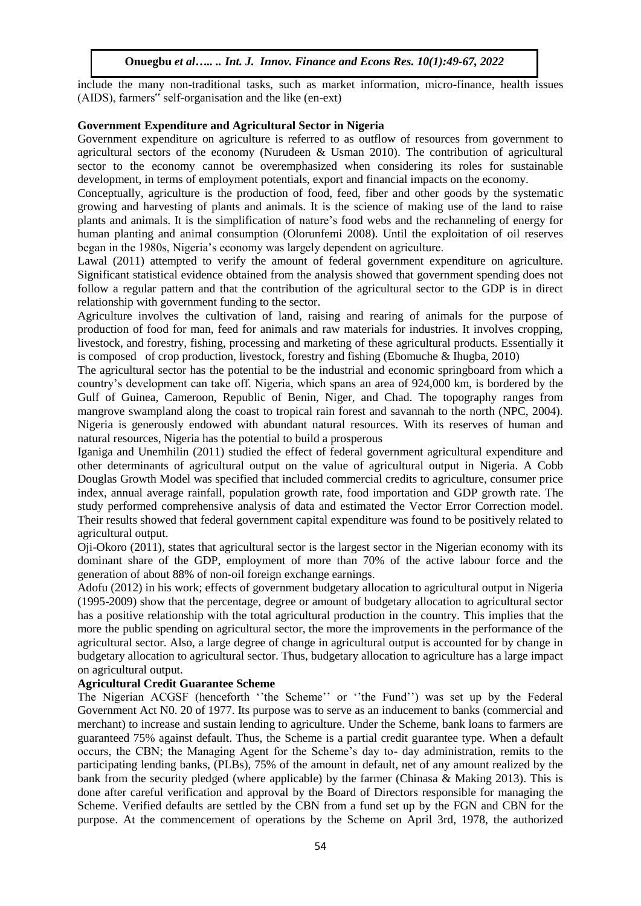include the many non-traditional tasks, such as market information, micro-finance, health issues (AIDS), farmers" self-organisation and the like (en-ext)

**Government Expenditure and Agricultural Sector in Nigeria**

Government expenditure on agriculture is referred to as outflow of resources from government to agricultural sectors of the economy (Nurudeen & Usman 2010). The contribution of agricultural sector to the economy cannot be overemphasized when considering its roles for sustainable development, in terms of employment potentials, export and financial impacts on the economy.

Conceptually, agriculture is the production of food, feed, fiber and other goods by the systematic growing and harvesting of plants and animals. It is the science of making use of the land to raise plants and animals. It is the simplification of nature's food webs and the rechanneling of energy for human planting and animal consumption (Olorunfemi 2008). Until the exploitation of oil reserves began in the 1980s, Nigeria's economy was largely dependent on agriculture.

Lawal (2011) attempted to verify the amount of federal government expenditure on agriculture. Significant statistical evidence obtained from the analysis showed that government spending does not follow a regular pattern and that the contribution of the agricultural sector to the GDP is in direct relationship with government funding to the sector.

Agriculture involves the cultivation of land, raising and rearing of animals for the purpose of production of food for man, feed for animals and raw materials for industries. It involves cropping, livestock, and forestry, fishing, processing and marketing of these agricultural products. Essentially it is composed of crop production, livestock, forestry and fishing (Ebomuche & Ihugba, 2010)

The agricultural sector has the potential to be the industrial and economic springboard from which a country's development can take off. Nigeria, which spans an area of 924,000 km, is bordered by the Gulf of Guinea, Cameroon, Republic of Benin, Niger, and Chad. The topography ranges from mangrove swampland along the coast to tropical rain forest and savannah to the north (NPC, 2004). Nigeria is generously endowed with abundant natural resources. With its reserves of human and natural resources, Nigeria has the potential to build a prosperous

Iganiga and Unemhilin (2011) studied the effect of federal government agricultural expenditure and other determinants of agricultural output on the value of agricultural output in Nigeria. A Cobb Douglas Growth Model was specified that included commercial credits to agriculture, consumer price index, annual average rainfall, population growth rate, food importation and GDP growth rate. The study performed comprehensive analysis of data and estimated the Vector Error Correction model. Their results showed that federal government capital expenditure was found to be positively related to agricultural output.

Oji-Okoro (2011), states that agricultural sector is the largest sector in the Nigerian economy with its dominant share of the GDP, employment of more than 70% of the active labour force and the generation of about 88% of non-oil foreign exchange earnings.

Adofu (2012) in his work; effects of government budgetary allocation to agricultural output in Nigeria (1995-2009) show that the percentage, degree or amount of budgetary allocation to agricultural sector has a positive relationship with the total agricultural production in the country. This implies that the more the public spending on agricultural sector, the more the improvements in the performance of the agricultural sector. Also, a large degree of change in agricultural output is accounted for by change in budgetary allocation to agricultural sector. Thus, budgetary allocation to agriculture has a large impact on agricultural output.

**Agricultural Credit Guarantee Scheme**

The Nigerian ACGSF (henceforth ''the Scheme'' or ''the Fund'') was set up by the Federal Government Act N0. 20 of 1977. Its purpose was to serve as an inducement to banks (commercial and merchant) to increase and sustain lending to agriculture. Under the Scheme, bank loans to farmers are guaranteed 75% against default. Thus, the Scheme is a partial credit guarantee type. When a default occurs, the CBN; the Managing Agent for the Scheme's day to- day administration, remits to the participating lending banks, (PLBs), 75% of the amount in default, net of any amount realized by the bank from the security pledged (where applicable) by the farmer (Chinasa & Making 2013). This is done after careful verification and approval by the Board of Directors responsible for managing the Scheme. Verified defaults are settled by the CBN from a fund set up by the FGN and CBN for the purpose. At the commencement of operations by the Scheme on April 3rd, 1978, the authorized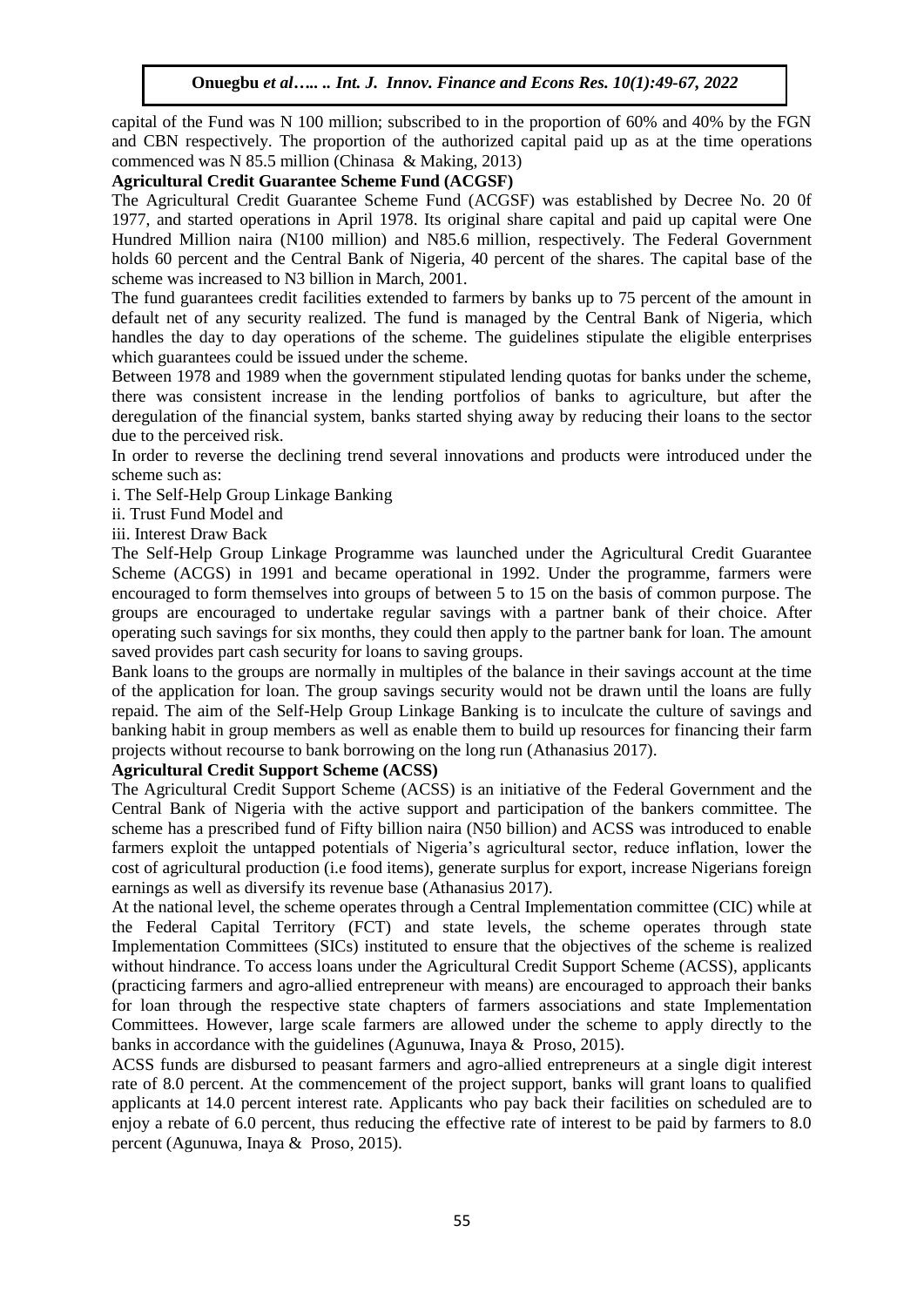capital of the Fund was N 100 million; subscribed to in the proportion of 60% and 40% by the FGN and CBN respectively. The proportion of the authorized capital paid up as at the time operations commenced was N 85.5 million (Chinasa & Making, 2013)

**Agricultural Credit Guarantee Scheme Fund (ACGSF)**

The Agricultural Credit Guarantee Scheme Fund (ACGSF) was established by Decree No. 20 0f 1977, and started operations in April 1978. Its original share capital and paid up capital were One Hundred Million naira (N100 million) and N85.6 million, respectively. The Federal Government holds 60 percent and the Central Bank of Nigeria, 40 percent of the shares. The capital base of the scheme was increased to N3 billion in March, 2001.

The fund guarantees credit facilities extended to farmers by banks up to 75 percent of the amount in default net of any security realized. The fund is managed by the Central Bank of Nigeria, which handles the day to day operations of the scheme. The guidelines stipulate the eligible enterprises which guarantees could be issued under the scheme.

Between 1978 and 1989 when the government stipulated lending quotas for banks under the scheme, there was consistent increase in the lending portfolios of banks to agriculture, but after the deregulation of the financial system, banks started shying away by reducing their loans to the sector due to the perceived risk.

In order to reverse the declining trend several innovations and products were introduced under the scheme such as:

i. The Self-Help Group Linkage Banking

ii. Trust Fund Model and

iii. Interest Draw Back

The Self-Help Group Linkage Programme was launched under the Agricultural Credit Guarantee Scheme (ACGS) in 1991 and became operational in 1992. Under the programme, farmers were encouraged to form themselves into groups of between 5 to 15 on the basis of common purpose. The groups are encouraged to undertake regular savings with a partner bank of their choice. After operating such savings for six months, they could then apply to the partner bank for loan. The amount saved provides part cash security for loans to saving groups.

Bank loans to the groups are normally in multiples of the balance in their savings account at the time of the application for loan. The group savings security would not be drawn until the loans are fully repaid. The aim of the Self-Help Group Linkage Banking is to inculcate the culture of savings and banking habit in group members as well as enable them to build up resources for financing their farm projects without recourse to bank borrowing on the long run (Athanasius 2017).

**Agricultural Credit Support Scheme (ACSS)**

The Agricultural Credit Support Scheme (ACSS) is an initiative of the Federal Government and the Central Bank of Nigeria with the active support and participation of the bankers committee. The scheme has a prescribed fund of Fifty billion naira (N50 billion) and ACSS was introduced to enable farmers exploit the untapped potentials of Nigeria's agricultural sector, reduce inflation, lower the cost of agricultural production (i.e food items), generate surplus for export, increase Nigerians foreign earnings as well as diversify its revenue base (Athanasius 2017).

At the national level, the scheme operates through a Central Implementation committee (CIC) while at the Federal Capital Territory (FCT) and state levels, the scheme operates through state Implementation Committees (SICs) instituted to ensure that the objectives of the scheme is realized without hindrance. To access loans under the Agricultural Credit Support Scheme (ACSS), applicants (practicing farmers and agro-allied entrepreneur with means) are encouraged to approach their banks for loan through the respective state chapters of farmers associations and state Implementation Committees. However, large scale farmers are allowed under the scheme to apply directly to the banks in accordance with the guidelines (Agunuwa, Inaya & Proso, 2015).

ACSS funds are disbursed to peasant farmers and agro-allied entrepreneurs at a single digit interest rate of 8.0 percent. At the commencement of the project support, banks will grant loans to qualified applicants at 14.0 percent interest rate. Applicants who pay back their facilities on scheduled are to enjoy a rebate of 6.0 percent, thus reducing the effective rate of interest to be paid by farmers to 8.0 percent (Agunuwa, Inaya & Proso, 2015).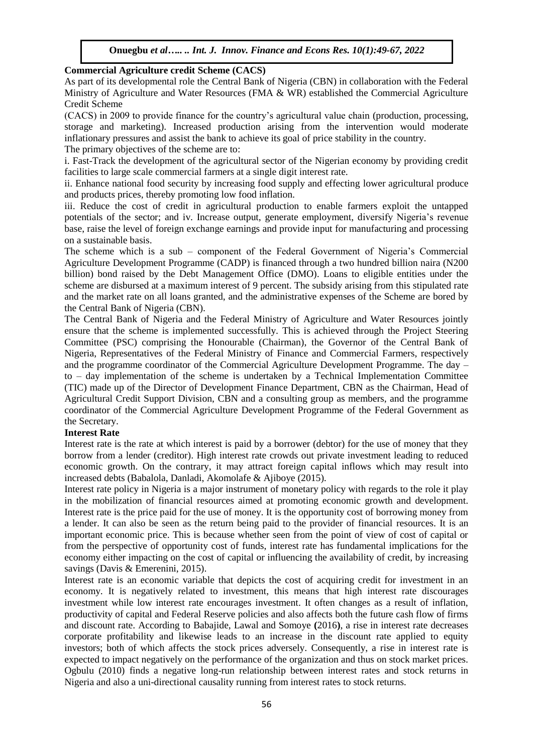**Commercial Agriculture credit Scheme (CACS)**

As part of its developmental role the Central Bank of Nigeria (CBN) in collaboration with the Federal Ministry of Agriculture and Water Resources (FMA & WR) established the Commercial Agriculture Credit Scheme

(CACS) in 2009 to provide finance for the country's agricultural value chain (production, processing, storage and marketing). Increased production arising from the intervention would moderate inflationary pressures and assist the bank to achieve its goal of price stability in the country.

The primary objectives of the scheme are to:

i. Fast-Track the development of the agricultural sector of the Nigerian economy by providing credit facilities to large scale commercial farmers at a single digit interest rate.

ii. Enhance national food security by increasing food supply and effecting lower agricultural produce and products prices, thereby promoting low food inflation.

iii. Reduce the cost of credit in agricultural production to enable farmers exploit the untapped potentials of the sector; and iv. Increase output, generate employment, diversify Nigeria's revenue base, raise the level of foreign exchange earnings and provide input for manufacturing and processing on a sustainable basis.

The scheme which is a sub – component of the Federal Government of Nigeria's Commercial Agriculture Development Programme (CADP) is financed through a two hundred billion naira (N200 billion) bond raised by the Debt Management Office (DMO). Loans to eligible entities under the scheme are disbursed at a maximum interest of 9 percent. The subsidy arising from this stipulated rate and the market rate on all loans granted, and the administrative expenses of the Scheme are bored by the Central Bank of Nigeria (CBN).

The Central Bank of Nigeria and the Federal Ministry of Agriculture and Water Resources jointly ensure that the scheme is implemented successfully. This is achieved through the Project Steering Committee (PSC) comprising the Honourable (Chairman), the Governor of the Central Bank of Nigeria, Representatives of the Federal Ministry of Finance and Commercial Farmers, respectively and the programme coordinator of the Commercial Agriculture Development Programme. The day – to – day implementation of the scheme is undertaken by a Technical Implementation Committee (TIC) made up of the Director of Development Finance Department, CBN as the Chairman, Head of Agricultural Credit Support Division, CBN and a consulting group as members, and the programme coordinator of the Commercial Agriculture Development Programme of the Federal Government as the Secretary.

**Interest Rate**

Interest rate is the rate at which interest is paid by a borrower (debtor) for the use of money that they borrow from a lender (creditor). High interest rate crowds out private investment leading to reduced economic growth. On the contrary, it may attract foreign capital inflows which may result into increased debts (Babalola, Danladi, Akomolafe & Ajiboye (2015).

Interest rate policy in Nigeria is a major instrument of monetary policy with regards to the role it play in the mobilization of financial resources aimed at promoting economic growth and development. Interest rate is the price paid for the use of money. It is the opportunity cost of borrowing money from a lender. It can also be seen as the return being paid to the provider of financial resources. It is an important economic price. This is because whether seen from the point of view of cost of capital or from the perspective of opportunity cost of funds, interest rate has fundamental implications for the economy either impacting on the cost of capital or influencing the availability of credit, by increasing savings (Davis & Emerenini, 2015).

Interest rate is an economic variable that depicts the cost of acquiring credit for investment in an economy. It is negatively related to investment, this means that high interest rate discourages investment while low interest rate encourages investment. It often changes as a result of inflation, productivity of capital and Federal Reserve policies and also affects both the future cash flow of firms and discount rate. According to Babajide, Lawal and Somoye **(**2016**)**, a rise in interest rate decreases corporate profitability and likewise leads to an increase in the discount rate applied to equity investors; both of which affects the stock prices adversely. Consequently, a rise in interest rate is expected to impact negatively on the performance of the organization and thus on stock market prices. Ogbulu (2010) finds a negative long-run relationship between interest rates and stock returns in Nigeria and also a uni-directional causality running from interest rates to stock returns.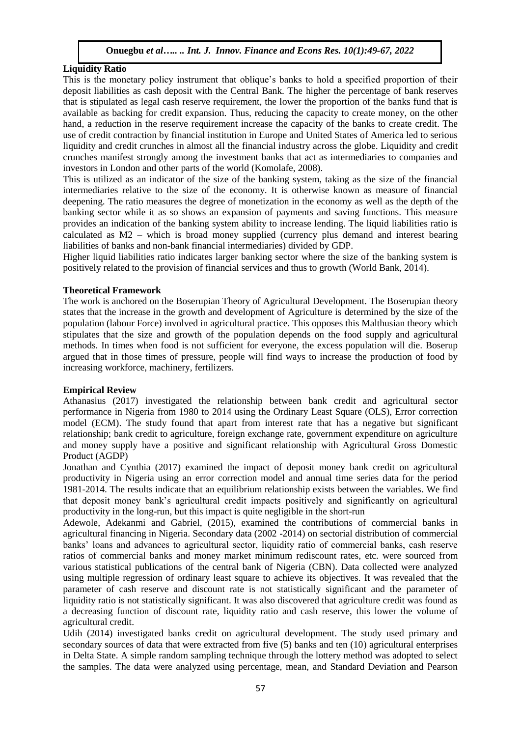**Liquidity Ratio**

This is the monetary policy instrument that oblique's banks to hold a specified proportion of their deposit liabilities as cash deposit with the Central Bank. The higher the percentage of bank reserves that is stipulated as legal cash reserve requirement, the lower the proportion of the banks fund that is available as backing for credit expansion. Thus, reducing the capacity to create money, on the other hand, a reduction in the reserve requirement increase the capacity of the banks to create credit. The use of credit contraction by financial institution in Europe and United States of America led to serious liquidity and credit crunches in almost all the financial industry across the globe. Liquidity and credit crunches manifest strongly among the investment banks that act as intermediaries to companies and investors in London and other parts of the world (Komolafe, 2008).

This is utilized as an indicator of the size of the banking system, taking as the size of the financial intermediaries relative to the size of the economy. It is otherwise known as measure of financial deepening. The ratio measures the degree of monetization in the economy as well as the depth of the banking sector while it as so shows an expansion of payments and saving functions. This measure provides an indication of the banking system ability to increase lending. The liquid liabilities ratio is calculated as M2 – which is broad money supplied (currency plus demand and interest bearing liabilities of banks and non-bank financial intermediaries) divided by GDP.

Higher liquid liabilities ratio indicates larger banking sector where the size of the banking system is positively related to the provision of financial services and thus to growth (World Bank, 2014).

**Theoretical Framework**

The work is anchored on the Boserupian Theory of Agricultural Development. The Boserupian theory states that the increase in the growth and development of Agriculture is determined by the size of the population (labour Force) involved in agricultural practice. This opposes this Malthusian theory which stipulates that the size and growth of the population depends on the food supply and agricultural methods. In times when food is not sufficient for everyone, the excess population will die. Boserup argued that in those times of pressure, people will find ways to increase the production of food by increasing workforce, machinery, fertilizers.

**Empirical Review**

Athanasius (2017) investigated the relationship between bank credit and agricultural sector performance in Nigeria from 1980 to 2014 using the Ordinary Least Square (OLS), Error correction model (ECM). The study found that apart from interest rate that has a negative but significant relationship; bank credit to agriculture, foreign exchange rate, government expenditure on agriculture and money supply have a positive and significant relationship with Agricultural Gross Domestic Product (AGDP)

Jonathan and Cynthia (2017) examined the impact of deposit money bank credit on agricultural productivity in Nigeria using an error correction model and annual time series data for the period 1981-2014. The results indicate that an equilibrium relationship exists between the variables. We find that deposit money bank's agricultural credit impacts positively and significantly on agricultural productivity in the long-run, but this impact is quite negligible in the short-run

Adewole, Adekanmi and Gabriel, (2015), examined the contributions of commercial banks in agricultural financing in Nigeria. Secondary data (2002 -2014) on sectorial distribution of commercial banks' loans and advances to agricultural sector, liquidity ratio of commercial banks, cash reserve ratios of commercial banks and money market minimum rediscount rates, etc. were sourced from various statistical publications of the central bank of Nigeria (CBN). Data collected were analyzed using multiple regression of ordinary least square to achieve its objectives. It was revealed that the parameter of cash reserve and discount rate is not statistically significant and the parameter of liquidity ratio is not statistically significant. It was also discovered that agriculture credit was found as a decreasing function of discount rate, liquidity ratio and cash reserve, this lower the volume of agricultural credit.

Udih (2014) investigated banks credit on agricultural development. The study used primary and secondary sources of data that were extracted from five (5) banks and ten (10) agricultural enterprises in Delta State. A simple random sampling technique through the lottery method was adopted to select the samples. The data were analyzed using percentage, mean, and Standard Deviation and Pearson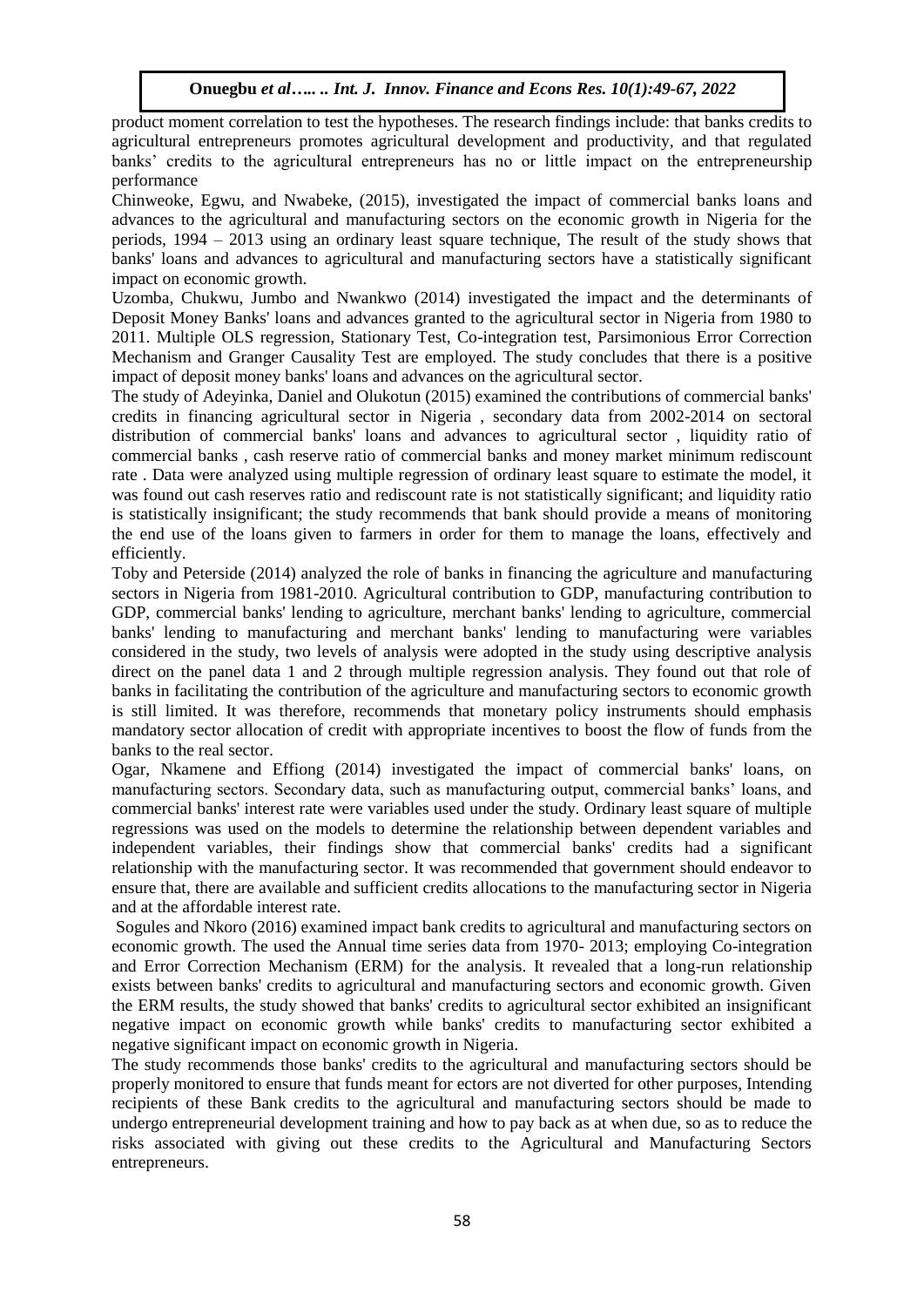product moment correlation to test the hypotheses. The research findings include: that banks credits to agricultural entrepreneurs promotes agricultural development and productivity, and that regulated banks' credits to the agricultural entrepreneurs has no or little impact on the entrepreneurship performance

Chinweoke, Egwu, and Nwabeke, (2015), investigated the impact of commercial banks loans and advances to the agricultural and manufacturing sectors on the economic growth in Nigeria for the periods, 1994 – 2013 using an ordinary least square technique, The result of the study shows that banks' loans and advances to agricultural and manufacturing sectors have a statistically significant impact on economic growth.

Uzomba, Chukwu, Jumbo and Nwankwo (2014) investigated the impact and the determinants of Deposit Money Banks' loans and advances granted to the agricultural sector in Nigeria from 1980 to 2011. Multiple OLS regression, Stationary Test, Co-integration test, Parsimonious Error Correction Mechanism and Granger Causality Test are employed. The study concludes that there is a positive impact of deposit money banks' loans and advances on the agricultural sector.

The study of Adeyinka, Daniel and Olukotun (2015) examined the contributions of commercial banks' credits in financing agricultural sector in Nigeria , secondary data from 2002-2014 on sectoral distribution of commercial banks' loans and advances to agricultural sector , liquidity ratio of commercial banks , cash reserve ratio of commercial banks and money market minimum rediscount rate . Data were analyzed using multiple regression of ordinary least square to estimate the model, it was found out cash reserves ratio and rediscount rate is not statistically significant; and liquidity ratio is statistically insignificant; the study recommends that bank should provide a means of monitoring the end use of the loans given to farmers in order for them to manage the loans, effectively and efficiently.

Toby and Peterside (2014) analyzed the role of banks in financing the agriculture and manufacturing sectors in Nigeria from 1981-2010. Agricultural contribution to GDP, manufacturing contribution to GDP, commercial banks' lending to agriculture, merchant banks' lending to agriculture, commercial banks' lending to manufacturing and merchant banks' lending to manufacturing were variables considered in the study, two levels of analysis were adopted in the study using descriptive analysis direct on the panel data 1 and 2 through multiple regression analysis. They found out that role of banks in facilitating the contribution of the agriculture and manufacturing sectors to economic growth is still limited. It was therefore, recommends that monetary policy instruments should emphasis mandatory sector allocation of credit with appropriate incentives to boost the flow of funds from the banks to the real sector.

Ogar, Nkamene and Effiong (2014) investigated the impact of commercial banks' loans, on manufacturing sectors. Secondary data, such as manufacturing output, commercial banks' loans, and commercial banks' interest rate were variables used under the study. Ordinary least square of multiple regressions was used on the models to determine the relationship between dependent variables and independent variables, their findings show that commercial banks' credits had a significant relationship with the manufacturing sector. It was recommended that government should endeavor to ensure that, there are available and sufficient credits allocations to the manufacturing sector in Nigeria and at the affordable interest rate.

Sogules and Nkoro (2016) examined impact bank credits to agricultural and manufacturing sectors on economic growth. The used the Annual time series data from 1970- 2013; employing Co-integration and Error Correction Mechanism (ERM) for the analysis. It revealed that a long-run relationship exists between banks' credits to agricultural and manufacturing sectors and economic growth. Given the ERM results, the study showed that banks' credits to agricultural sector exhibited an insignificant negative impact on economic growth while banks' credits to manufacturing sector exhibited a negative significant impact on economic growth in Nigeria.

The study recommends those banks' credits to the agricultural and manufacturing sectors should be properly monitored to ensure that funds meant for ectors are not diverted for other purposes, Intending recipients of these Bank credits to the agricultural and manufacturing sectors should be made to undergo entrepreneurial development training and how to pay back as at when due, so as to reduce the risks associated with giving out these credits to the Agricultural and Manufacturing Sectors entrepreneurs.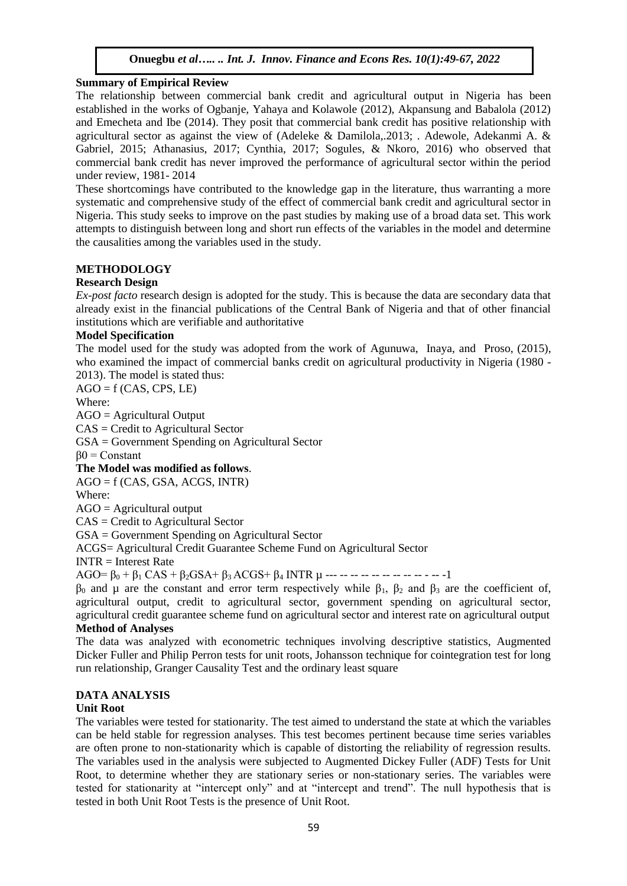**Summary of Empirical Review**

The relationship between commercial bank credit and agricultural output in Nigeria has been established in the works of Ogbanje, Yahaya and Kolawole (2012), Akpansung and Babalola (2012) and Emecheta and Ibe (2014). They posit that commercial bank credit has positive relationship with agricultural sector as against the view of (Adeleke & Damilola,.2013; . Adewole, Adekanmi A. & Gabriel, 2015; Athanasius, 2017; Cynthia, 2017; Sogules, & Nkoro, 2016) who observed that commercial bank credit has never improved the performance of agricultural sector within the period under review, 1981- 2014

These shortcomings have contributed to the knowledge gap in the literature, thus warranting a more systematic and comprehensive study of the effect of commercial bank credit and agricultural sector in Nigeria. This study seeks to improve on the past studies by making use of a broad data set. This work attempts to distinguish between long and short run effects of the variables in the model and determine the causalities among the variables used in the study.

# METHODOLOGY

## Research Design

*Ex-post facto* research design is adopted for the study. This is because the data are secondary data that already exist in the financial publications of the Central Bank of Nigeria and that of other financial institutions which are verifiable and authoritative

## Model Specification

The model used for the study was adopted from the work of Agunuwa, Inaya, and Proso, (2015), who examined the impact of commercial banks credit on agricultural productivity in Nigeria (1980 - 2013). The model is stated thus:

AGO = f (CAS, CPS, LE)

Where:

AGO = Agricultural Output

CAS = Credit to Agricultural Sector

GSA = Government Spending on Agricultural Sector

$\beta 0$ = Constant

**The Model was modified as follows**.

AGO = f (CAS, GSA, ACGS, INTR)

Where:

AGO = Agricultural output

CAS = Credit to Agricultural Sector

GSA = Government Spending on Agricultural Sector

ACGS= Agricultural Credit Guarantee Scheme Fund on Agricultural Sector

INTR = Interest Rate

$AGO= \beta_0 + \beta_1 CAS + \beta_2 GSA+ \beta_3 ACGS+ \beta_4 INTR\ \mu$ --- -- -- -- -- -- -- -- -- - -- -1

$\beta_0$ and $\mu$ are the constant and error term respectively while $\beta_1$, $\beta_2$ and $\beta_3$ are the coefficient of, agricultural output, credit to agricultural sector, government spending on agricultural sector, agricultural credit guarantee scheme fund on agricultural sector and interest rate on agricultural output

## Method of Analyses

The data was analyzed with econometric techniques involving descriptive statistics, Augmented Dicker Fuller and Philip Perron tests for unit roots, Johansson technique for cointegration test for long run relationship, Granger Causality Test and the ordinary least square

# DATA ANALYSIS

## Unit Root

The variables were tested for stationarity. The test aimed to understand the state at which the variables can be held stable for regression analyses. This test becomes pertinent because time series variables are often prone to non-stationarity which is capable of distorting the reliability of regression results. The variables used in the analysis were subjected to Augmented Dickey Fuller (ADF) Tests for Unit Root, to determine whether they are stationary series or non-stationary series. The variables were tested for stationarity at "intercept only" and at "intercept and trend". The null hypothesis that is tested in both Unit Root Tests is the presence of Unit Root.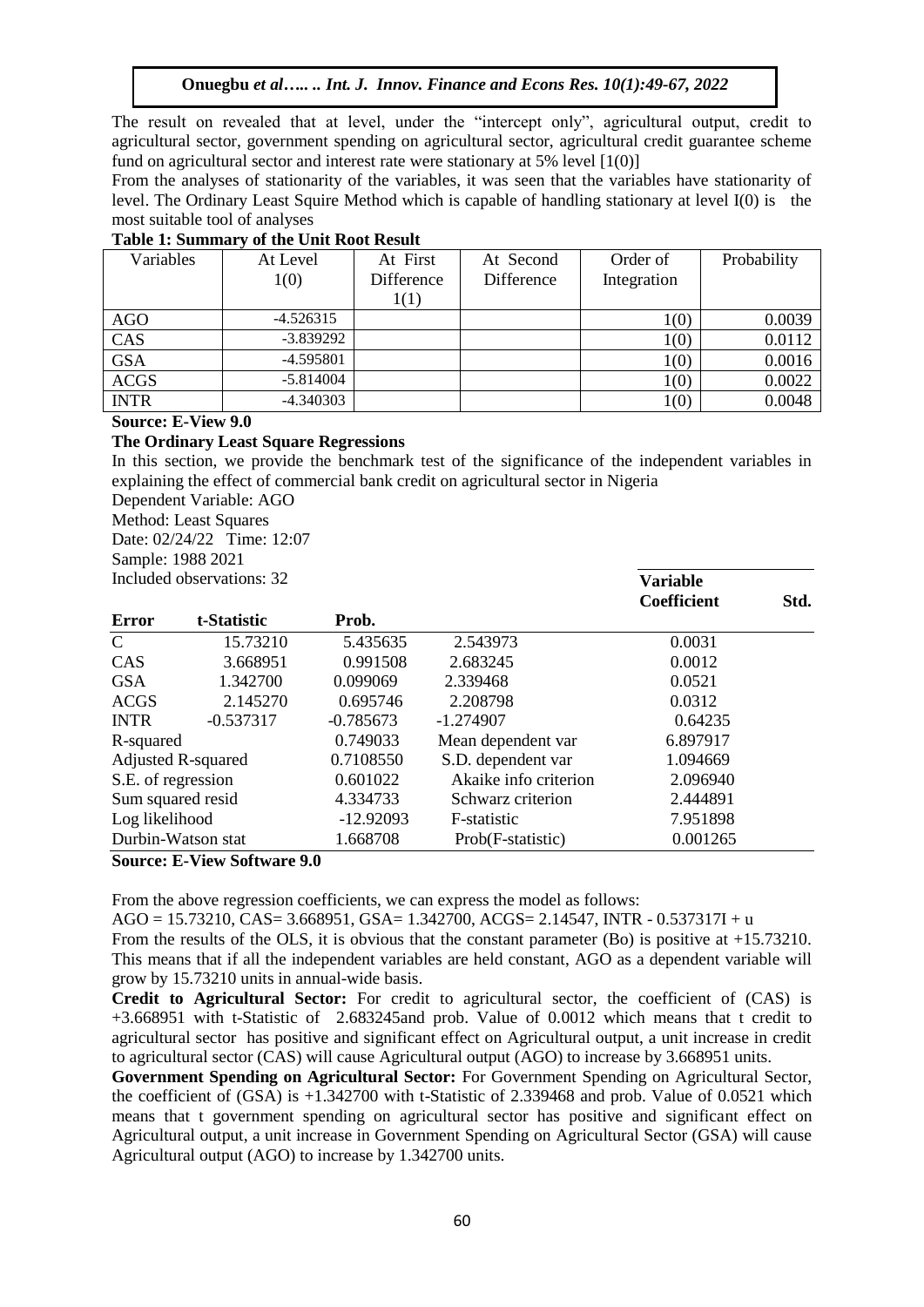The result on revealed that at level, under the "intercept only", agricultural output, credit to agricultural sector, government spending on agricultural sector, agricultural credit guarantee scheme fund on agricultural sector and interest rate were stationary at 5% level [1(0)]

From the analyses of stationarity of the variables, it was seen that the variables have stationarity of level. The Ordinary Least Squire Method which is capable of handling stationary at level I(0) is the most suitable tool of analyses

**Table 1: Summary of the Unit Root Result**

| Variables | At Level 1(0) | At First Difference 1(1) | At Second Difference | Order of Integration | Probability |
|---|---|---|---|---|---|
| AGO | -4.526315 | | | 1(0) | 0.0039 |
| CAS | -3.839292 | | | 1(0) | 0.0112 |
| GSA | -4.595801 | | | 1(0) | 0.0016 |
| ACGS | -5.814004 | | | 1(0) | 0.0022 |
| INTR | -4.340303 | | | 1(0) | 0.0048 |

**Source: E-View 9.0**

**The Ordinary Least Square Regressions**

In this section, we provide the benchmark test of the significance of the independent variables in explaining the effect of commercial bank credit on agricultural sector in Nigeria

Dependent Variable: AGO
Method: Least Squares
Date: 02/24/22 Time: 12:07
Sample: 1988 2021
Included observations: 32

| Error | t-Statistic | Prob. | | Variable Coefficient | Std. |
|---|---|---|---|---|---|
| C | 15.73210 | 5.435635 | 2.543973 | 0.0031 | |
| CAS | 3.668951 | 0.991508 | 2.683245 | 0.0012 | |
| GSA | 1.342700 | 0.099069 | 2.339468 | 0.0521 | |
| ACGS | 2.145270 | 0.695746 | 2.208798 | 0.0312 | |
| INTR | -0.537317 | -0.785673 | -1.274907 | 0.64235 | |
| R-squared | | 0.749033 | Mean dependent var | 6.897917 | |
| Adjusted R-squared | | 0.7108550 | S.D. dependent var | 1.094669 | |
| S.E. of regression | | 0.601022 | Akaike info criterion | 2.096940 | |
| Sum squared resid | | 4.334733 | Schwarz criterion | 2.444891 | |
| Log likelihood | | -12.92093 | F-statistic | 7.951898 | |
| Durbin-Watson stat | | 1.668708 | Prob(F-statistic) | 0.001265 | |

**Source: E-View Software 9.0**

From the above regression coefficients, we can express the model as follows:

AGO = 15.73210, CAS= 3.668951, GSA= 1.342700, ACGS= 2.14547, INTR - 0.537317I + u

From the results of the OLS, it is obvious that the constant parameter (Bo) is positive at +15.73210. This means that if all the independent variables are held constant, AGO as a dependent variable will grow by 15.73210 units in annual-wide basis.

**Credit to Agricultural Sector:** For credit to agricultural sector, the coefficient of (CAS) is +3.668951 with t-Statistic of 2.683245and prob. Value of 0.0012 which means that t credit to agricultural sector has positive and significant effect on Agricultural output, a unit increase in credit to agricultural sector (CAS) will cause Agricultural output (AGO) to increase by 3.668951 units.

**Government Spending on Agricultural Sector:** For Government Spending on Agricultural Sector, the coefficient of (GSA) is +1.342700 with t-Statistic of 2.339468 and prob. Value of 0.0521 which means that t government spending on agricultural sector has positive and significant effect on Agricultural output, a unit increase in Government Spending on Agricultural Sector (GSA) will cause Agricultural output (AGO) to increase by 1.342700 units.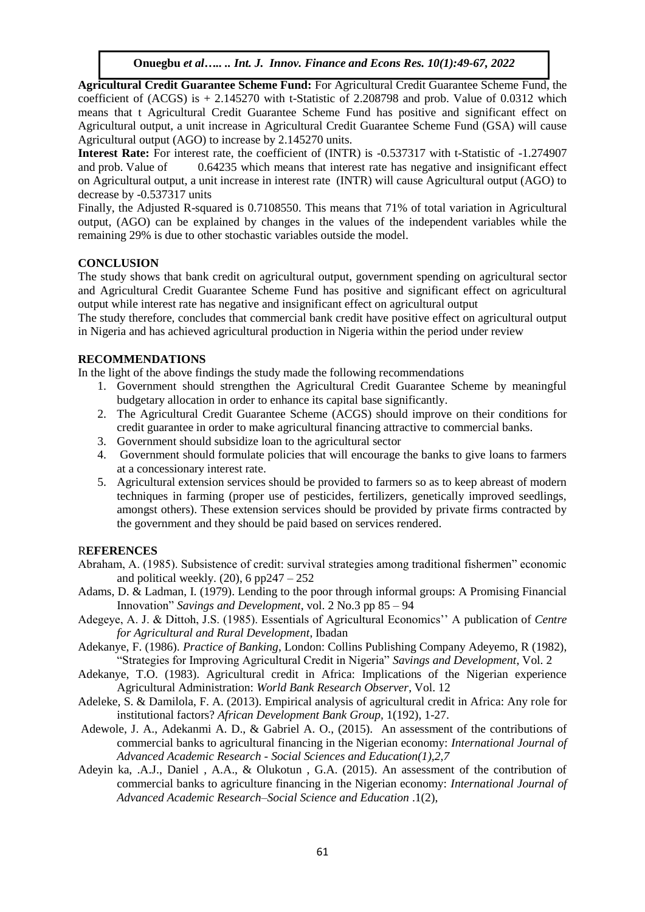**Agricultural Credit Guarantee Scheme Fund:** For Agricultural Credit Guarantee Scheme Fund, the coefficient of (ACGS) is + 2.145270 with t-Statistic of 2.208798 and prob. Value of 0.0312 which means that t Agricultural Credit Guarantee Scheme Fund has positive and significant effect on Agricultural output, a unit increase in Agricultural Credit Guarantee Scheme Fund (GSA) will cause Agricultural output (AGO) to increase by 2.145270 units.

**Interest Rate:** For interest rate, the coefficient of (INTR) is -0.537317 with t-Statistic of -1.274907 and prob. Value of 0.64235 which means that interest rate has negative and insignificant effect on Agricultural output, a unit increase in interest rate (INTR) will cause Agricultural output (AGO) to decrease by -0.537317 units

Finally, the Adjusted R-squared is 0.7108550. This means that 71% of total variation in Agricultural output, (AGO) can be explained by changes in the values of the independent variables while the remaining 29% is due to other stochastic variables outside the model.

## CONCLUSION

The study shows that bank credit on agricultural output, government spending on agricultural sector and Agricultural Credit Guarantee Scheme Fund has positive and significant effect on agricultural output while interest rate has negative and insignificant effect on agricultural output

The study therefore, concludes that commercial bank credit have positive effect on agricultural output in Nigeria and has achieved agricultural production in Nigeria within the period under review

## RECOMMENDATIONS

In the light of the above findings the study made the following recommendations

1. Government should strengthen the Agricultural Credit Guarantee Scheme by meaningful budgetary allocation in order to enhance its capital base significantly.
2. The Agricultural Credit Guarantee Scheme (ACGS) should improve on their conditions for credit guarantee in order to make agricultural financing attractive to commercial banks.
3. Government should subsidize loan to the agricultural sector
4. Government should formulate policies that will encourage the banks to give loans to farmers at a concessionary interest rate.
5. Agricultural extension services should be provided to farmers so as to keep abreast of modern techniques in farming (proper use of pesticides, fertilizers, genetically improved seedlings, amongst others). These extension services should be provided by private firms contracted by the government and they should be paid based on services rendered.

## REFERENCES

Abraham, A. (1985). Subsistence of credit: survival strategies among traditional fishermen" economic and political weekly. (20), 6 pp247 – 252

Adams, D. & Ladman, I. (1979). Lending to the poor through informal groups: A Promising Financial Innovation" *Savings and Development*, vol. 2 No.3 pp 85 – 94

Adegeye, A. J. & Dittoh, J.S. (1985). Essentials of Agricultural Economics'' A publication of *Centre for Agricultural and Rural Development*, Ibadan

Adekanye, F. (1986). *Practice of Banking*, London: Collins Publishing Company Adeyemo, R (1982), "Strategies for Improving Agricultural Credit in Nigeria" *Savings and Development*, Vol. 2

Adekanye, T.O. (1983). Agricultural credit in Africa: Implications of the Nigerian experience Agricultural Administration: *World Bank Research Observer*, Vol. 12

Adeleke, S. & Damilola, F. A. (2013). Empirical analysis of agricultural credit in Africa: Any role for institutional factors? *African Development Bank Group,* 1(192), 1-27.

Adewole, J. A., Adekanmi A. D., & Gabriel A. O., (2015). An assessment of the contributions of commercial banks to agricultural financing in the Nigerian economy: *International Journal of Advanced Academic Research - Social Sciences and Education(1),2,7*

Adeyin ka, .A.J., Daniel , A.A., & Olukotun , G.A. (2015). An assessment of the contribution of commercial banks to agriculture financing in the Nigerian economy: *International Journal of Advanced Academic Research–Social Science and Education* .1(2),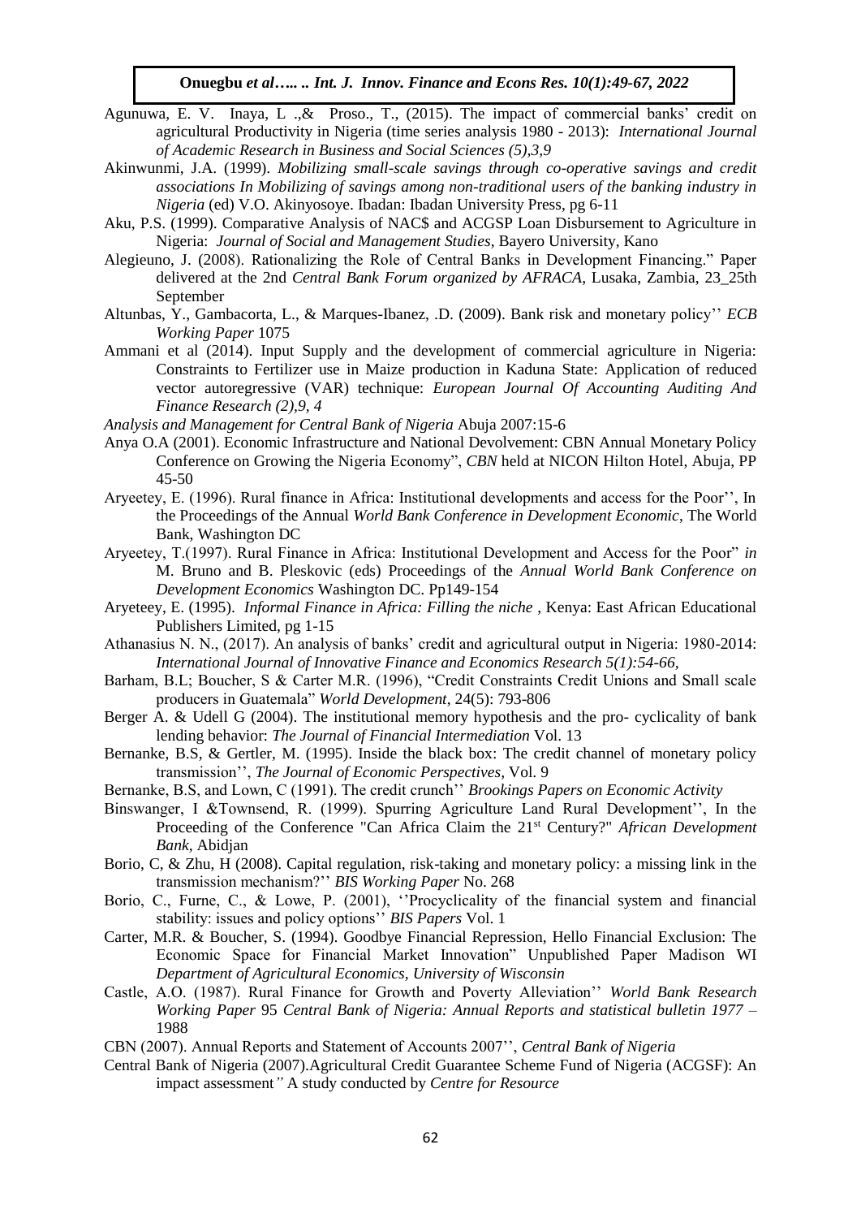Agunuwa, E. V. Inaya, L .,& Proso., T., (2015). The impact of commercial banks' credit on agricultural Productivity in Nigeria (time series analysis 1980 - 2013): *International Journal of Academic Research in Business and Social Sciences (5),3,9*

Akinwunmi, J.A. (1999). *Mobilizing small-scale savings through co-operative savings and credit associations In Mobilizing of savings among non-traditional users of the banking industry in Nigeria* (ed) V.O. Akinyosoye. Ibadan: Ibadan University Press, pg 6-11

Aku, P.S. (1999). Comparative Analysis of NAC$ and ACGSP Loan Disbursement to Agriculture in Nigeria: *Journal of Social and Management Studies*, Bayero University, Kano

Alegieuno, J. (2008). Rationalizing the Role of Central Banks in Development Financing." Paper delivered at the 2nd *Central Bank Forum organized by AFRACA*, Lusaka, Zambia, 23_25th September

Altunbas, Y., Gambacorta, L., & Marques-Ibanez, .D. (2009). Bank risk and monetary policy'' *ECB Working Paper* 1075

Ammani et al (2014). Input Supply and the development of commercial agriculture in Nigeria: Constraints to Fertilizer use in Maize production in Kaduna State: Application of reduced vector autoregressive (VAR) technique: *European Journal Of Accounting Auditing And Finance Research (2),9, 4*

*Analysis and Management for Central Bank of Nigeria* Abuja 2007:15-6

Anya O.A (2001). Economic Infrastructure and National Devolvement: CBN Annual Monetary Policy Conference on Growing the Nigeria Economy", *CBN* held at NICON Hilton Hotel, Abuja, PP 45-50

Aryeetey, E. (1996). Rural finance in Africa: Institutional developments and access for the Poor'', In the Proceedings of the Annual *World Bank Conference in Development Economic*, The World Bank, Washington DC

Aryeetey, T.(1997). Rural Finance in Africa: Institutional Development and Access for the Poor" *in* M. Bruno and B. Pleskovic (eds) Proceedings of the *Annual World Bank Conference on Development Economics* Washington DC. Pp149-154

Aryeteey, E. (1995). *Informal Finance in Africa: Filling the niche* , Kenya: East African Educational Publishers Limited, pg 1-15

Athanasius N. N., (2017). An analysis of banks' credit and agricultural output in Nigeria: 1980-2014: *International Journal of Innovative Finance and Economics Research 5(1):54-66,*

Barham, B.L; Boucher, S & Carter M.R. (1996), "Credit Constraints Credit Unions and Small scale producers in Guatemala" *World Development*, 24(5): 793-806

Berger A. & Udell G (2004). The institutional memory hypothesis and the pro- cyclicality of bank lending behavior: *The Journal of Financial Intermediation* Vol. 13

Bernanke, B.S, & Gertler, M. (1995). Inside the black box: The credit channel of monetary policy transmission'', *The Journal of Economic Perspectives*, Vol. 9

Bernanke, B.S, and Lown, C (1991). The credit crunch'' *Brookings Papers on Economic Activity*

Binswanger, I &Townsend, R. (1999). Spurring Agriculture Land Rural Development'', In the Proceeding of the Conference "Can Africa Claim the 21st Century?" *African Development Bank*, Abidjan

Borio, C, & Zhu, H (2008). Capital regulation, risk-taking and monetary policy: a missing link in the transmission mechanism?'' *BIS Working Paper* No. 268

Borio, C., Furne, C., & Lowe, P. (2001), ''Procyclicality of the financial system and financial stability: issues and policy options'' *BIS Papers* Vol. 1

Carter, M.R. & Boucher, S. (1994). Goodbye Financial Repression, Hello Financial Exclusion: The Economic Space for Financial Market Innovation" Unpublished Paper Madison WI *Department of Agricultural Economics, University of Wisconsin*

Castle, A.O. (1987). Rural Finance for Growth and Poverty Alleviation'' *World Bank Research Working Paper* 95 *Central Bank of Nigeria: Annual Reports and statistical bulletin 1977* – 1988

CBN (2007). Annual Reports and Statement of Accounts 2007'', *Central Bank of Nigeria*

Central Bank of Nigeria (2007).Agricultural Credit Guarantee Scheme Fund of Nigeria (ACGSF): An impact assessment*"* A study conducted by *Centre for Resource*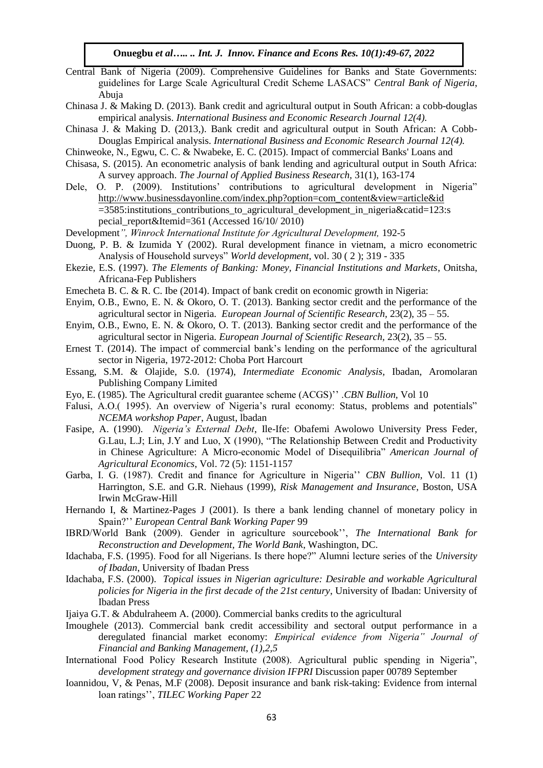Central Bank of Nigeria (2009). Comprehensive Guidelines for Banks and State Governments: guidelines for Large Scale Agricultural Credit Scheme LASACS" *Central Bank of Nigeria*, Abuja

Chinasa J. & Making D. (2013). Bank credit and agricultural output in South African: a cobb-douglas empirical analysis. *International Business and Economic Research Journal 12(4).*

Chinasa J. & Making D. (2013,). Bank credit and agricultural output in South African: A Cobb-Douglas Empirical analysis. *International Business and Economic Research Journal 12(4).*

Chinweoke, N., Egwu, C. C. & Nwabeke, E. C. (2015). Impact of commercial Banks' Loans and

Chisasa, S. (2015). An econometric analysis of bank lending and agricultural output in South Africa: A survey approach. *The Journal of Applied Business Research*, 31(1), 163-174

Dele, O. P. (2009). Institutions' contributions to agricultural development in Nigeria" http://www.businessdayonline.com/index.php?option=com_content&view=article&id=3585:institutions_contributions_to_agricultural_development_in_nigeria&catid=123:special_report&Itemid=361 (Accessed 16/10/ 2010)

Development*", Winrock International Institute for Agricultural Development,* 192-5

Duong, P. B. & Izumida Y (2002). Rural development finance in vietnam, a micro econometric Analysis of Household surveys" *World development*, vol. 30 ( 2 ); 319 - 335

Ekezie, E.S. (1997). *The Elements of Banking: Money, Financial Institutions and Markets*, Onitsha, Africana-Fep Publishers

Emecheta B. C. & R. C. Ibe (2014). Impact of bank credit on economic growth in Nigeria:

Enyim, O.B., Ewno, E. N. & Okoro, O. T. (2013). Banking sector credit and the performance of the agricultural sector in Nigeria. *European Journal of Scientific Research*, 23(2), 35 – 55.

Enyim, O.B., Ewno, E. N. & Okoro, O. T. (2013). Banking sector credit and the performance of the agricultural sector in Nigeria. *European Journal of Scientific Research,* 23(2), 35 – 55.

Ernest T. (2014). The impact of commercial bank's lending on the performance of the agricultural sector in Nigeria, 1972-2012: Choba Port Harcourt

Essang, S.M. & Olajide, S.0. (1974), *Intermediate Economic Analysis,* Ibadan, Aromolaran Publishing Company Limited

Eyo, E. (1985). The Agricultural credit guarantee scheme (ACGS)'' .*CBN Bullion*, Vol 10

Falusi, A.O.( 1995). An overview of Nigeria's rural economy: Status, problems and potentials" *NCEMA workshop Paper*, August, lbadan

Fasipe, A. (1990). *Nigeria's External Debt*, Ile-Ife: Obafemi Awolowo University Press Feder, G.Lau, L.J; Lin, J.Y and Luo, X (1990), "The Relationship Between Credit and Productivity in Chinese Agriculture: A Micro-economic Model of Disequilibria" *American Journal of Agricultural Economics*, Vol. 72 (5): 1151-1157

Garba, I. G. (1987). Credit and finance for Agriculture in Nigeria'' *CBN Bullion*, Vol. 11 (1) Harrington, S.E. and G.R. Niehaus (1999), *Risk Management and Insurance*, Boston, USA Irwin McGraw-Hill

Hernando I, & Martinez-Pages J (2001). Is there a bank lending channel of monetary policy in Spain?'' *European Central Bank Working Paper* 99

IBRD/World Bank (2009). Gender in agriculture sourcebook'', *The International Bank for Reconstruction and Development, The World Bank*, Washington, DC.

Idachaba, F.S. (1995). Food for all Nigerians. Is there hope?" Alumni lecture series of the *University of Ibadan*, University of Ibadan Press

Idachaba, F.S. (2000). *Topical issues in Nigerian agriculture: Desirable and workable Agricultural policies for Nigeria in the first decade of the 21st century*, University of Ibadan: University of Ibadan Press

Ijaiya G.T. & Abdulraheem A. (2000). Commercial banks credits to the agricultural

Imoughele (2013). Commercial bank credit accessibility and sectoral output performance in a deregulated financial market economy: *Empirical evidence from Nigeria" Journal of Financial and Banking Management, (1),2,5*

International Food Policy Research Institute (2008). Agricultural public spending in Nigeria", *development strategy and governance division IFPRI* Discussion paper 00789 September

Ioannidou, V, & Penas, M.F (2008). Deposit insurance and bank risk-taking: Evidence from internal loan ratings'', *TILEC Working Paper* 22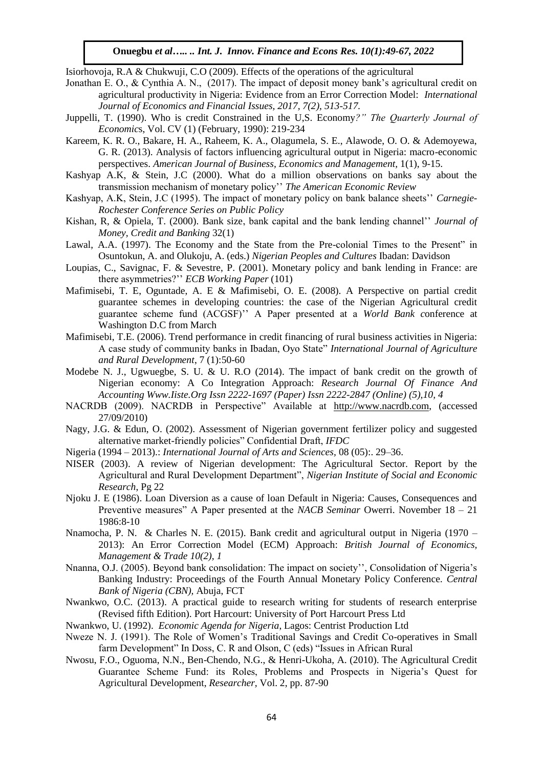Isiorhovoja, R.A & Chukwuji, C.O (2009). Effects of the operations of the agricultural

Jonathan E. O., & Cynthia A. N., (2017). The impact of deposit money bank's agricultural credit on agricultural productivity in Nigeria: Evidence from an Error Correction Model: *International Journal of Economics and Financial Issues, 2017, 7(2), 513-517.*

Juppelli, T. (1990). Who is credit Constrained in the U,S. Economy*?" The Quarterly Journal of Economic*s, Vol. CV (1) (February, 1990): 219-234

Kareem, K. R. O., Bakare, H. A., Raheem, K. A., Olagumela, S. E., Alawode, O. O. & Ademoyewa, G. R. (2013). Analysis of factors influencing agricultural output in Nigeria: macro-economic perspectives. *American Journal of Business, Economics and Management,* 1(1), 9-15.

Kashyap A.K, & Stein, J.C (2000). What do a million observations on banks say about the transmission mechanism of monetary policy'' *The American Economic Review*

Kashyap, A.K, Stein, J.C (1995). The impact of monetary policy on bank balance sheets'' *Carnegie-Rochester Conference Series on Public Policy*

Kishan, R, & Opiela, T. (2000). Bank size, bank capital and the bank lending channel'' *Journal of Money, Credit and Banking* 32(1)

Lawal, A.A. (1997). The Economy and the State from the Pre-colonial Times to the Present" in Osuntokun, A. and Olukoju, A. (eds.) *Nigerian Peoples and Cultures* Ibadan: Davidson

Loupias, C., Savignac, F. & Sevestre, P. (2001). Monetary policy and bank lending in France: are there asymmetries?'' *ECB Working Paper* (101)

Mafimisebi, T. E, Oguntade, A. E & Mafimisebi, O. E. (2008). A Perspective on partial credit guarantee schemes in developing countries: the case of the Nigerian Agricultural credit guarantee scheme fund (ACGSF)'' A Paper presented at a *World Bank c*onference at Washington D.C from March

Mafimisebi, T.E. (2006). Trend performance in credit financing of rural business activities in Nigeria: A case study of community banks in Ibadan, Oyo State" *International Journal of Agriculture and Rural Development*, 7 (1):50-60

Modebe N. J., Ugwuegbe, S. U. & U. R.O (2014). The impact of bank credit on the growth of Nigerian economy: A Co Integration Approach: *Research Journal Of Finance And Accounting Www.Iiste.Org Issn 2222-1697 (Paper) Issn 2222-2847 (Online) (5),10, 4*

NACRDB (2009). NACRDB in Perspective" Available at http://www.nacrdb.com, (accessed 27/09/2010)

Nagy, J.G. & Edun, O. (2002). Assessment of Nigerian government fertilizer policy and suggested alternative market-friendly policies" Confidential Draft, *IFDC*

Nigeria (1994 – 2013).: *International Journal of Arts and Sciences,* 08 (05):. 29–36.

NISER (2003). A review of Nigerian development: The Agricultural Sector. Report by the Agricultural and Rural Development Department", *Nigerian Institute of Social and Economic Research*, Pg 22

Njoku J. E (1986). Loan Diversion as a cause of loan Default in Nigeria: Causes, Consequences and Preventive measures" A Paper presented at the *NACB Seminar* Owerri. November 18 – 21 1986:8-10

Nnamocha, P. N. & Charles N. E. (2015). Bank credit and agricultural output in Nigeria (1970 – 2013): An Error Correction Model (ECM) Approach: *British Journal of Economics, Management & Trade 10(2), 1*

Nnanna, O.J. (2005). Beyond bank consolidation: The impact on society'', Consolidation of Nigeria's Banking Industry: Proceedings of the Fourth Annual Monetary Policy Conference. *Central Bank of Nigeria (CBN)*, Abuja, FCT

Nwankwo, O.C. (2013). A practical guide to research writing for students of research enterprise (Revised fifth Edition). Port Harcourt: University of Port Harcourt Press Ltd

Nwankwo, U. (1992). *Economic Agenda for Nigeria*, Lagos: Centrist Production Ltd

Nweze N. J. (1991). The Role of Women's Traditional Savings and Credit Co-operatives in Small farm Development" In Doss, C. R and Olson, C (eds) "Issues in African Rural

Nwosu, F.O., Oguoma, N.N., Ben-Chendo, N.G., & Henri-Ukoha, A. (2010). The Agricultural Credit Guarantee Scheme Fund: its Roles, Problems and Prospects in Nigeria's Quest for Agricultural Development, *Researcher*, Vol. 2, pp. 87-90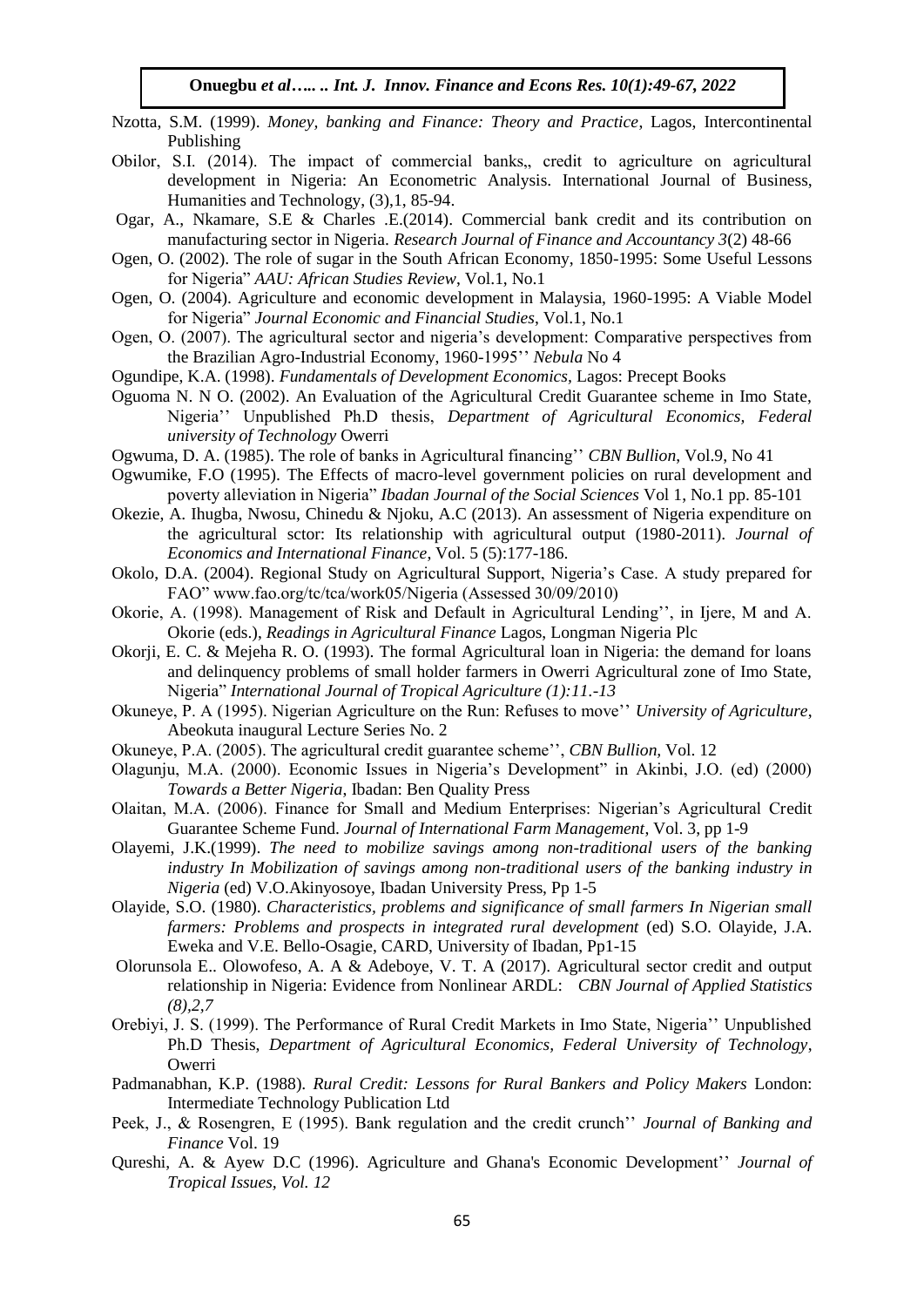Nzotta, S.M. (1999). *Money, banking and Finance: Theory and Practice*, Lagos, Intercontinental Publishing

Obilor, S.I. (2014). The impact of commercial banks„ credit to agriculture on agricultural development in Nigeria: An Econometric Analysis. International Journal of Business, Humanities and Technology, (3),1, 85-94.

Ogar, A., Nkamare, S.E & Charles .E.(2014). Commercial bank credit and its contribution on manufacturing sector in Nigeria. *Research Journal of Finance and Accountancy 3*(2) 48-66

Ogen, O. (2002). The role of sugar in the South African Economy, 1850-1995: Some Useful Lessons for Nigeria" *AAU: African Studies Review*, Vol.1, No.1

Ogen, O. (2004). Agriculture and economic development in Malaysia, 1960-1995: A Viable Model for Nigeria" *Journal Economic and Financial Studies*, Vol.1, No.1

Ogen, O. (2007). The agricultural sector and nigeria's development: Comparative perspectives from the Brazilian Agro-Industrial Economy, 1960-1995'' *Nebula* No 4

Ogundipe, K.A. (1998). *Fundamentals of Development Economics*, Lagos: Precept Books

Oguoma N. N O. (2002). An Evaluation of the Agricultural Credit Guarantee scheme in Imo State, Nigeria'' Unpublished Ph.D thesis, *Department of Agricultural Economics, Federal university of Technology* Owerri

Ogwuma, D. A. (1985). The role of banks in Agricultural financing'' *CBN Bullion*, Vol.9, No 41

Ogwumike, F.O (1995). The Effects of macro-level government policies on rural development and poverty alleviation in Nigeria" *Ibadan Journal of the Social Sciences* Vol 1, No.1 pp. 85-101

Okezie, A. Ihugba, Nwosu, Chinedu & Njoku, A.C (2013). An assessment of Nigeria expenditure on the agricultural sctor: Its relationship with agricultural output (1980-2011). *Journal of Economics and International Finance*, Vol. 5 (5):177-186.

Okolo, D.A. (2004). Regional Study on Agricultural Support, Nigeria's Case. A study prepared for FAO" www.fao.org/tc/tca/work05/Nigeria (Assessed 30/09/2010)

Okorie, A. (1998). Management of Risk and Default in Agricultural Lending'', in Ijere, M and A. Okorie (eds.), *Readings in Agricultural Finance* Lagos, Longman Nigeria Plc

Okorji, E. C. & Mejeha R. O. (1993). The formal Agricultural loan in Nigeria: the demand for loans and delinquency problems of small holder farmers in Owerri Agricultural zone of Imo State, Nigeria" *International Journal of Tropical Agriculture (1):11.-13*

Okuneye, P. A (1995). Nigerian Agriculture on the Run: Refuses to move'' *University of Agriculture*, Abeokuta inaugural Lecture Series No. 2

Okuneye, P.A. (2005). The agricultural credit guarantee scheme'', *CBN Bullion*, Vol. 12

Olagunju, M.A. (2000). Economic Issues in Nigeria's Development" in Akinbi, J.O. (ed) (2000) *Towards a Better Nigeria*, Ibadan: Ben Quality Press

Olaitan, M.A. (2006). Finance for Small and Medium Enterprises: Nigerian's Agricultural Credit Guarantee Scheme Fund. *Journal of International Farm Management*, Vol. 3, pp 1-9

Olayemi, J.K.(1999). *The need to mobilize savings among non-traditional users of the banking industry In Mobilization of savings among non-traditional users of the banking industry in Nigeria* (ed) V.O.Akinyosoye, Ibadan University Press, Pp 1-5

Olayide, S.O. (1980). *Characteristics, problems and significance of small farmers In Nigerian small farmers: Problems and prospects in integrated rural development* (ed) S.O. Olayide, J.A. Eweka and V.E. Bello-Osagie, CARD, University of Ibadan, Pp1-15

Olorunsola E.. Olowofeso, A. A & Adeboye, V. T. A (2017). Agricultural sector credit and output relationship in Nigeria: Evidence from Nonlinear ARDL: *CBN Journal of Applied Statistics (8),2,7*

Orebiyi, J. S. (1999). The Performance of Rural Credit Markets in Imo State, Nigeria'' Unpublished Ph.D Thesis, *Department of Agricultural Economics, Federal University of Technology*, Owerri

Padmanabhan, K.P. (1988). *Rural Credit: Lessons for Rural Bankers and Policy Makers* London: Intermediate Technology Publication Ltd

Peek, J., & Rosengren, E (1995). Bank regulation and the credit crunch'' *Journal of Banking and Finance* Vol. 19

Qureshi, A. & Ayew D.C (1996). Agriculture and Ghana's Economic Development'' *Journal of Tropical Issues, Vol. 12*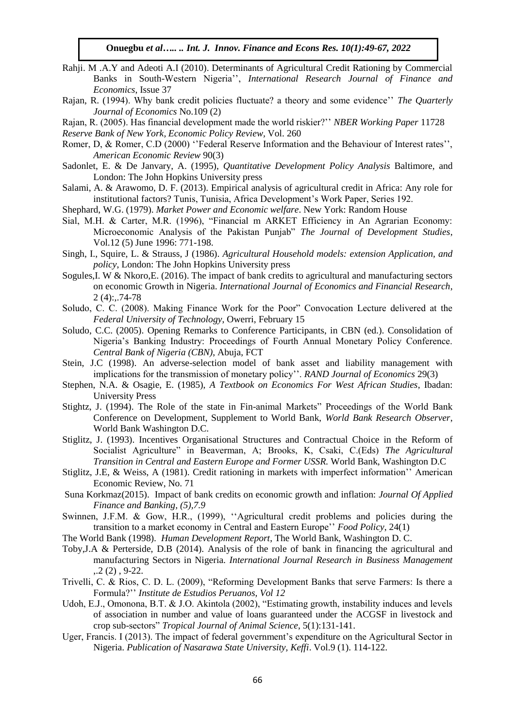Rahji. M .A.Y and Adeoti A.I (2010). Determinants of Agricultural Credit Rationing by Commercial Banks in South-Western Nigeria'', *International Research Journal of Finance and Economics*, Issue 37

Rajan, R. (1994). Why bank credit policies fluctuate? a theory and some evidence'' *The Quarterly Journal of Economics* No.109 (2)

Rajan, R. (2005). Has financial development made the world riskier?'' *NBER Working Paper* 11728

*Reserve Bank of New York, Economic Policy Review*, Vol. 260

Romer, D, & Romer, C.D (2000) ''Federal Reserve Information and the Behaviour of Interest rates'', *American Economic Review* 90(3)

Sadonlet, E. & De Janvary, A. (1995), *Quantitative Development Policy Analysis* Baltimore, and London: The John Hopkins University press

Salami, A. & Arawomo, D. F. (2013). Empirical analysis of agricultural credit in Africa: Any role for institutional factors? Tunis, Tunisia, Africa Development's Work Paper, Series 192.

Shephard, W.G. (1979). *Market Power and Economic welfare*. New York: Random House

Sial, M.H. & Carter, M.R. (1996), "Financial m ARKET Efficiency in An Agrarian Economy: Microeconomic Analysis of the Pakistan Punjab" *The Journal of Development Studies*, Vol.12 (5) June 1996: 771-198.

Singh, I., Squire, L. & Strauss, J (1986). *Agricultural Household models: extension Application, and policy*, London: The John Hopkins University press

Sogules,I. W & Nkoro,E. (2016). The impact of bank credits to agricultural and manufacturing sectors on economic Growth in Nigeria. *International Journal of Economics and Financial Research*, 2 (4):,.74-78

Soludo, C. C. (2008). Making Finance Work for the Poor" Convocation Lecture delivered at the *Federal University of Technology*, Owerri, February 15

Soludo, C.C. (2005). Opening Remarks to Conference Participants, in CBN (ed.). Consolidation of Nigeria's Banking Industry: Proceedings of Fourth Annual Monetary Policy Conference. *Central Bank of Nigeria (CBN)*, Abuja, FCT

Stein, J.C (1998). An adverse-selection model of bank asset and liability management with implications for the transmission of monetary policy''. *RAND Journal of Economics* 29(3)

Stephen, N.A. & Osagie, E. (1985), *A Textbook on Economics For West African Studies*, Ibadan: University Press

Stightz, J. (1994). The Role of the state in Fin-animal Markets" Proceedings of the World Bank Conference on Development, Supplement to World Bank, *World Bank Research Observer*, World Bank Washington D.C.

Stiglitz, J. (1993). Incentives Organisational Structures and Contractual Choice in the Reform of Socialist Agriculture" in Beaverman, A; Brooks, K, Csaki, C.(Eds) *The Agricultural Transition in Central and Eastern Europe and Former USSR.* World Bank, Washington D.C

Stiglitz, J.E, & Weiss, A (1981). Credit rationing in markets with imperfect information'' American Economic Review, No. 71

Suna Korkmaz(2015). Impact of bank credits on economic growth and inflation: *Journal Of Applied Finance and Banking, (5),7.9*

Swinnen, J.F.M. & Gow, H.R., (1999), ''Agricultural credit problems and policies during the transition to a market economy in Central and Eastern Europe'' *Food Policy*, 24(1)

The World Bank (1998). *Human Development Report*, The World Bank, Washington D. C.

Toby,J.A & Perterside, D.B (2014). Analysis of the role of bank in financing the agricultural and manufacturing Sectors in Nigeria. *International Journal Research in Business Management* ,.2 (2) , 9-22.

Trivelli, C. & Rios, C. D. L. (2009), "Reforming Development Banks that serve Farmers: Is there a Formula?'' *Institute de Estudios Peruanos, Vol 12*

Udoh, E.J., Omonona, B.T. & J.O. Akintola (2002), "Estimating growth, instability induces and levels of association in number and value of loans guaranteed under the ACGSF in livestock and crop sub-sectors" *Tropical Journal of Animal Science*, 5(1):131-141.

Uger, Francis. I (2013). The impact of federal government's expenditure on the Agricultural Sector in Nigeria. *Publication of Nasarawa State University, Keffi*. Vol.9 (1). 114-122.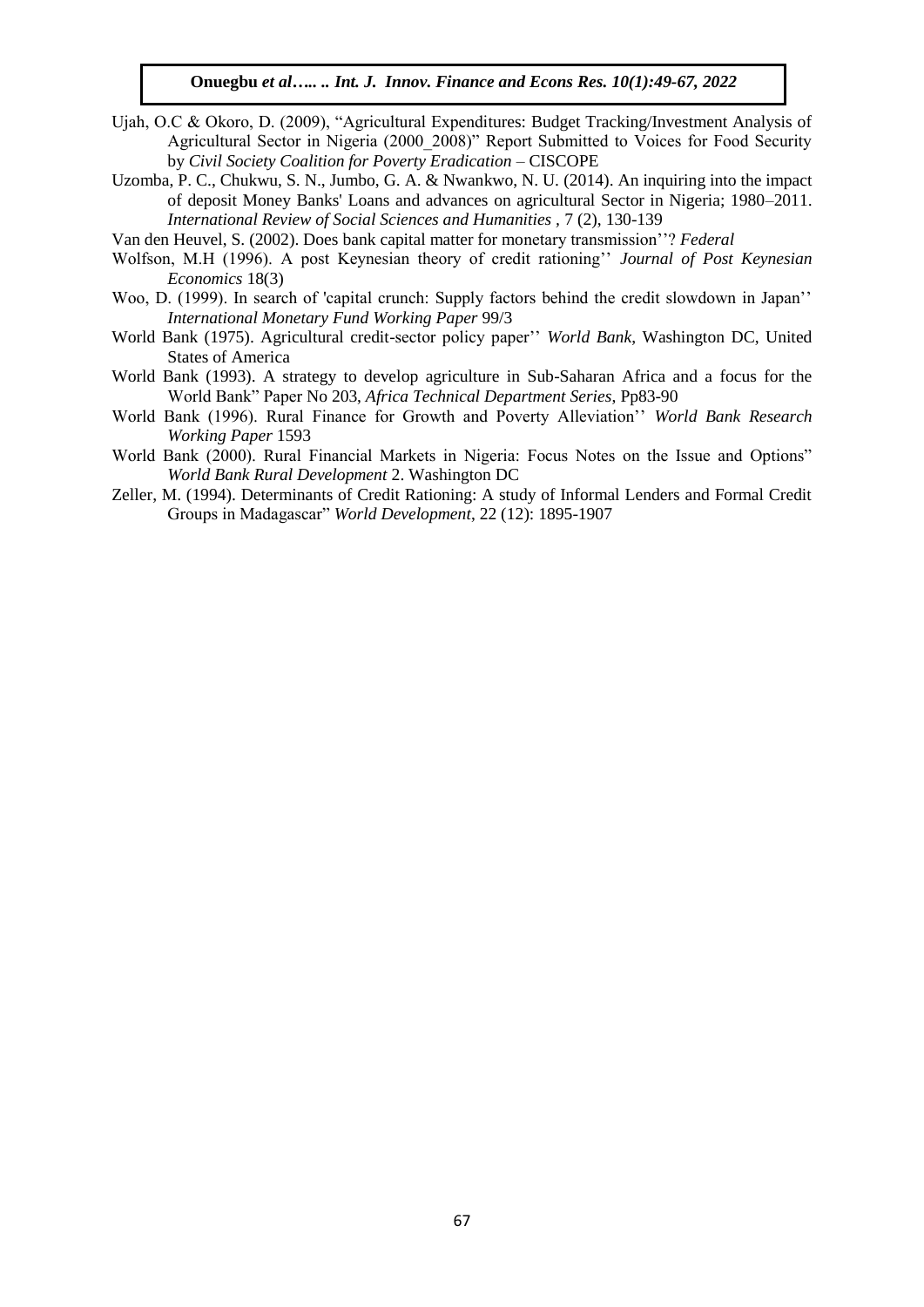Ujah, O.C & Okoro, D. (2009), "Agricultural Expenditures: Budget Tracking/Investment Analysis of Agricultural Sector in Nigeria (2000_2008)" Report Submitted to Voices for Food Security by *Civil Society Coalition for Poverty Eradication* – CISCOPE

Uzomba, P. C., Chukwu, S. N., Jumbo, G. A. & Nwankwo, N. U. (2014). An inquiring into the impact of deposit Money Banks' Loans and advances on agricultural Sector in Nigeria; 1980–2011. *International Review of Social Sciences and Humanities* , 7 (2), 130-139

Van den Heuvel, S. (2002). Does bank capital matter for monetary transmission''? *Federal*

Wolfson, M.H (1996). A post Keynesian theory of credit rationing'' *Journal of Post Keynesian Economics* 18(3)

Woo, D. (1999). In search of 'capital crunch: Supply factors behind the credit slowdown in Japan'' *International Monetary Fund Working Paper* 99/3

World Bank (1975). Agricultural credit-sector policy paper'' *World Bank*, Washington DC, United States of America

World Bank (1993). A strategy to develop agriculture in Sub-Saharan Africa and a focus for the World Bank" Paper No 203, *Africa Technical Department Series*, Pp83-90

World Bank (1996). Rural Finance for Growth and Poverty Alleviation'' *World Bank Research Working Paper* 1593

World Bank (2000). Rural Financial Markets in Nigeria: Focus Notes on the Issue and Options" *World Bank Rural Development* 2. Washington DC

Zeller, M. (1994). Determinants of Credit Rationing: A study of Informal Lenders and Formal Credit Groups in Madagascar" *World Development*, 22 (12): 1895-1907